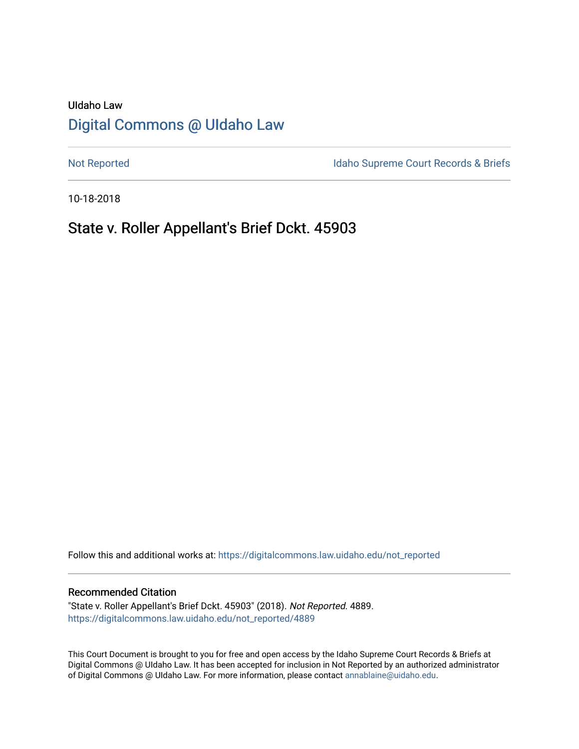UIdaho Law

# Digital Commons @ UIdaho Law

Not Reported

Idaho Supreme Court Records & Briefs

10-18-2018

## State v. Roller Appellant's Brief Dckt. 45903

Follow this and additional works at: https://digitalcommons.law.uidaho.edu/not_reported

### Recommended Citation

"State v. Roller Appellant's Brief Dckt. 45903" (2018). *Not Reported*. 4889.
https://digitalcommons.law.uidaho.edu/not_reported/4889

This Court Document is brought to you for free and open access by the Idaho Supreme Court Records & Briefs at Digital Commons @ UIdaho Law. It has been accepted for inclusion in Not Reported by an authorized administrator of Digital Commons @ UIdaho Law. For more information, please contact annablaine@uidaho.edu.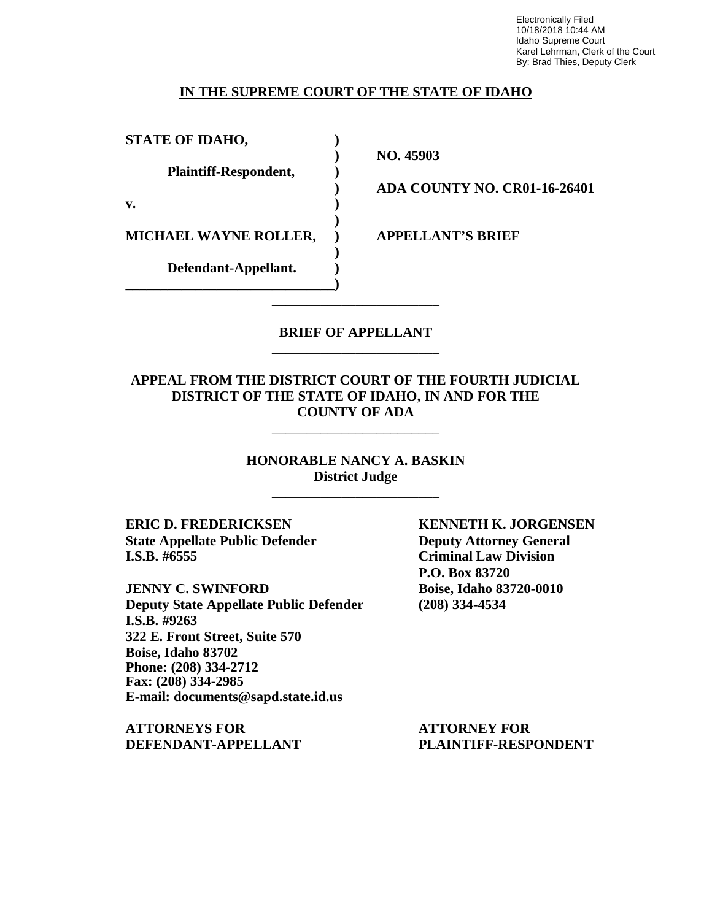Electronically Filed
10/18/2018 10:44 AM
Idaho Supreme Court
Karel Lehrman, Clerk of the Court
By: Brad Thies, Deputy Clerk

**IN THE SUPREME COURT OF THE STATE OF IDAHO**

| | | |
|---|---|---|
| **STATE OF IDAHO,** | **)** | |
| | **)** | **NO. 45903** |
| **Plaintiff-Respondent,** | **)** | |
| | **)** | **ADA COUNTY NO. CR01-16-26401** |
| **v.** | **)** | |
| | **)** | |
| **MICHAEL WAYNE ROLLER,** | **)** | **APPELLANT'S BRIEF** |
| | **)** | |
| **Defendant-Appellant.** | **)** | |

---

**BRIEF OF APPELLANT**

---

**APPEAL FROM THE DISTRICT COURT OF THE FOURTH JUDICIAL DISTRICT OF THE STATE OF IDAHO, IN AND FOR THE COUNTY OF ADA**

---

**HONORABLE NANCY A. BASKIN**
**District Judge**

---

**ERIC D. FREDERICKSEN**
**State Appellate Public Defender**
**I.S.B. #6555**

**JENNY C. SWINFORD**
**Deputy State Appellate Public Defender**
**I.S.B. #9263**
**322 E. Front Street, Suite 570**
**Boise, Idaho 83702**
**Phone: (208) 334-2712**
**Fax: (208) 334-2985**
**E-mail: documents@sapd.state.id.us**

**ATTORNEYS FOR DEFENDANT-APPELLANT**

**KENNETH K. JORGENSEN**
**Deputy Attorney General**
**Criminal Law Division**
**P.O. Box 83720**
**Boise, Idaho 83720-0010**
**(208) 334-4534**

**ATTORNEY FOR PLAINTIFF-RESPONDENT**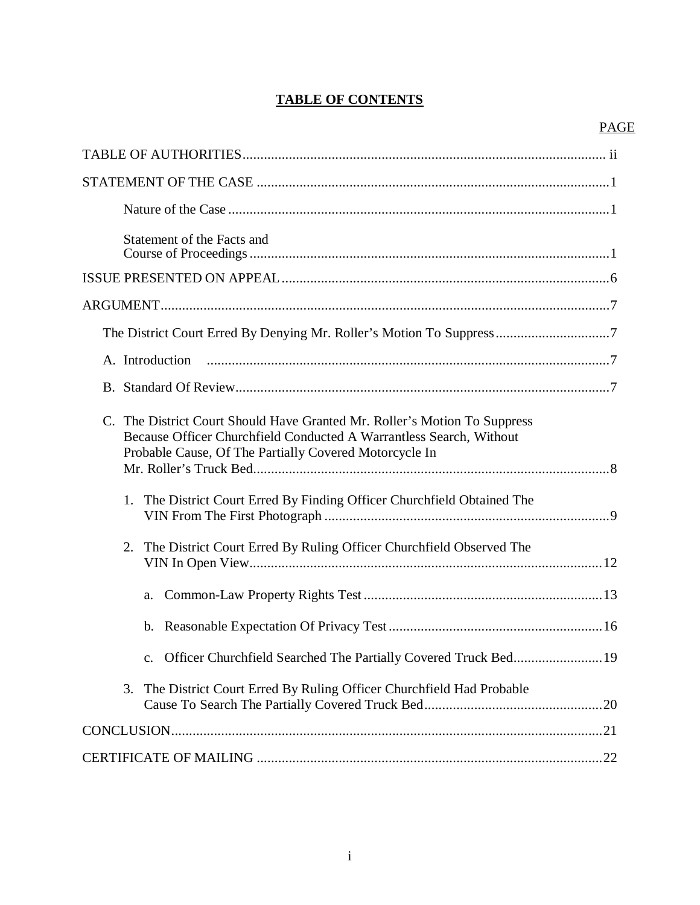# TABLE OF CONTENTS

PAGE

TABLE OF AUTHORITIES ..... ii

STATEMENT OF THE CASE ..... 1

- Nature of the Case ..... 1
- Statement of the Facts and Course of Proceedings ..... 1

ISSUE PRESENTED ON APPEAL ..... 6

ARGUMENT ..... 7

The District Court Erred By Denying Mr. Roller's Motion To Suppress ..... 7

- A. Introduction ..... 7
- B. Standard Of Review ..... 7
- C. The District Court Should Have Granted Mr. Roller's Motion To Suppress Because Officer Churchfield Conducted A Warrantless Search, Without Probable Cause, Of The Partially Covered Motorcycle In Mr. Roller's Truck Bed ..... 8
  1. The District Court Erred By Finding Officer Churchfield Obtained The VIN From The First Photograph ..... 9
  2. The District Court Erred By Ruling Officer Churchfield Observed The VIN In Open View ..... 12
     - a. Common-Law Property Rights Test ..... 13
     - b. Reasonable Expectation Of Privacy Test ..... 16
     - c. Officer Churchfield Searched The Partially Covered Truck Bed ..... 19
  3. The District Court Erred By Ruling Officer Churchfield Had Probable Cause To Search The Partially Covered Truck Bed ..... 20

CONCLUSION ..... 21

CERTIFICATE OF MAILING ..... 22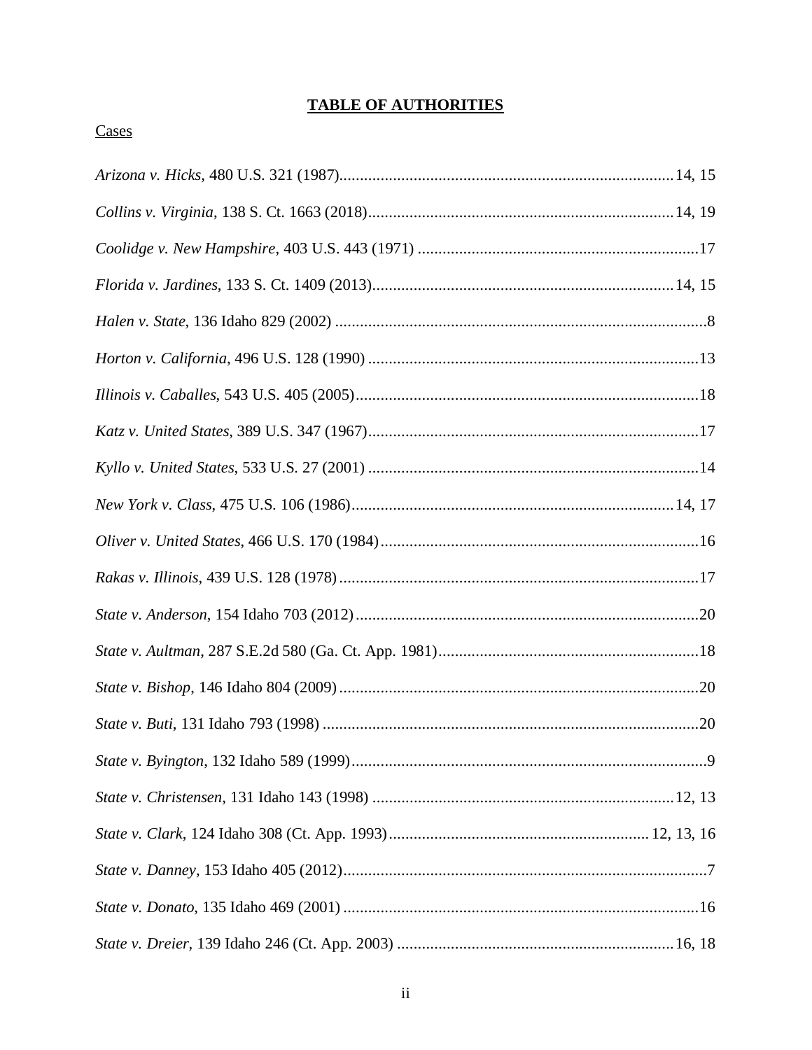## TABLE OF AUTHORITIES

Cases

*Arizona v. Hicks*, 480 U.S. 321 (1987)................................................................................14, 15

*Collins v. Virginia*, 138 S. Ct. 1663 (2018)..........................................................................14, 19

*Coolidge v. New Hampshire*, 403 U.S. 443 (1971) ....................................................................17

*Florida v. Jardines*, 133 S. Ct. 1409 (2013)..........................................................................14, 15

*Halen v. State*, 136 Idaho 829 (2002) ...........................................................................................8

*Horton v. California*, 496 U.S. 128 (1990) ................................................................................13

*Illinois v. Caballes*, 543 U.S. 405 (2005)...................................................................................18

*Katz v. United States*, 389 U.S. 347 (1967)................................................................................17

*Kyllo v. United States*, 533 U.S. 27 (2001) ................................................................................14

*New York v. Class*, 475 U.S. 106 (1986)..............................................................................14, 17

*Oliver v. United States*, 466 U.S. 170 (1984).............................................................................16

*Rakas v. Illinois*, 439 U.S. 128 (1978).......................................................................................17

*State v. Anderson*, 154 Idaho 703 (2012)...................................................................................20

*State v. Aultman*, 287 S.E.2d 580 (Ga. Ct. App. 1981)...............................................................18

*State v. Bishop*, 146 Idaho 804 (2009).......................................................................................20

*State v. Buti*, 131 Idaho 793 (1998) ...........................................................................................20

*State v. Byington*, 132 Idaho 589 (1999)......................................................................................9

*State v. Christensen*, 131 Idaho 143 (1998) .........................................................................12, 13

*State v. Clark*, 124 Idaho 308 (Ct. App. 1993)..............................................................12, 13, 16

*State v. Danney*, 153 Idaho 405 (2012)........................................................................................7

*State v. Donato*, 135 Idaho 469 (2001) ......................................................................................16

*State v. Dreier*, 139 Idaho 246 (Ct. App. 2003) ...................................................................16, 18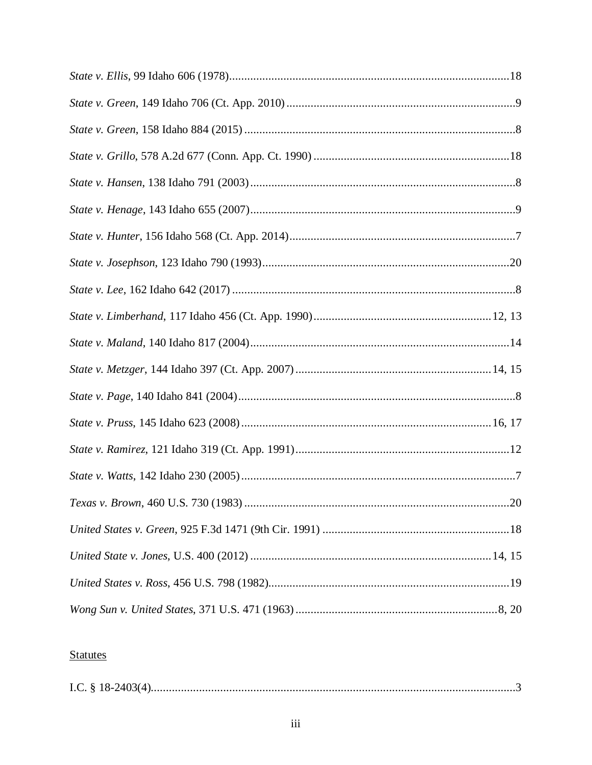*State v. Ellis*, 99 Idaho 606 (1978)............................................................................................18

*State v. Green*, 149 Idaho 706 (Ct. App. 2010) ............................................................................9

*State v. Green*, 158 Idaho 884 (2015) ..........................................................................................8

*State v. Grillo*, 578 A.2d 677 (Conn. App. Ct. 1990) .................................................................18

*State v. Hansen*, 138 Idaho 791 (2003) ........................................................................................8

*State v. Henage*, 143 Idaho 655 (2007)........................................................................................9

*State v. Hunter*, 156 Idaho 568 (Ct. App. 2014)...........................................................................7

*State v. Josephson*, 123 Idaho 790 (1993)..................................................................................20

*State v. Lee*, 162 Idaho 642 (2017) ..............................................................................................8

*State v. Limberhand*, 117 Idaho 456 (Ct. App. 1990)...........................................................12, 13

*State v. Maland*, 140 Idaho 817 (2004)......................................................................................14

*State v. Metzger*, 144 Idaho 397 (Ct. App. 2007) .................................................................14, 15

*State v. Page*, 140 Idaho 841 (2004)............................................................................................8

*State v. Pruss*, 145 Idaho 623 (2008)..................................................................................16, 17

*State v. Ramirez*, 121 Idaho 319 (Ct. App. 1991).......................................................................12

*State v. Watts*, 142 Idaho 230 (2005)...........................................................................................7

*Texas v. Brown*, 460 U.S. 730 (1983) ........................................................................................20

*United States v. Green*, 925 F.3d 1471 (9th Cir. 1991) .............................................................18

*United State v. Jones*, U.S. 400 (2012) ...............................................................................14, 15

*United States v. Ross*, 456 U.S. 798 (1982)................................................................................19

*Wong Sun v. United States*, 371 U.S. 471 (1963) ..................................................................8, 20

Statutes

I.C. § 18-2403(4).........................................................................................................................3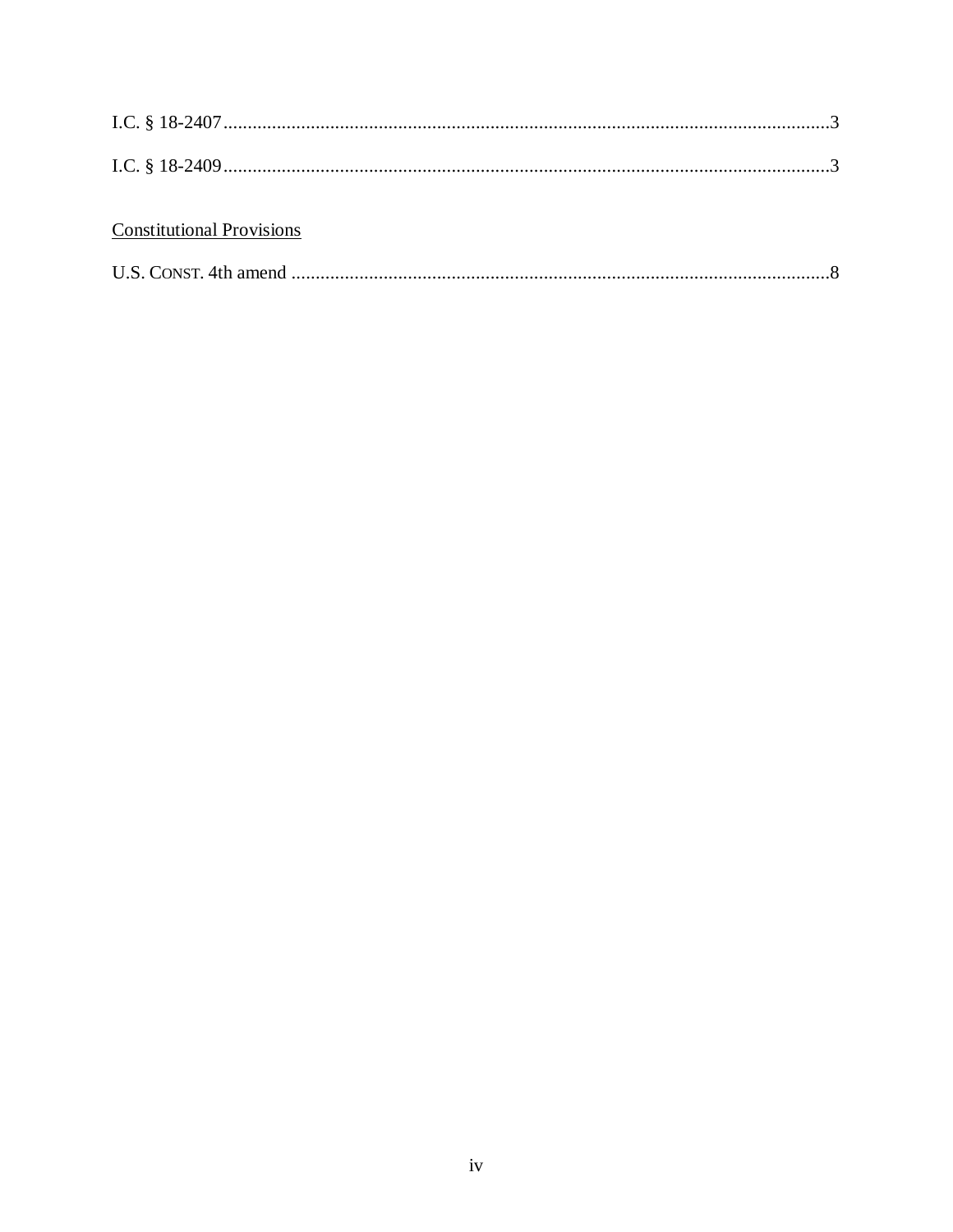I.C. § 18-2407 ..... 3

I.C. § 18-2409 ..... 3

Constitutional Provisions

U.S. CONST. 4th amend ..... 8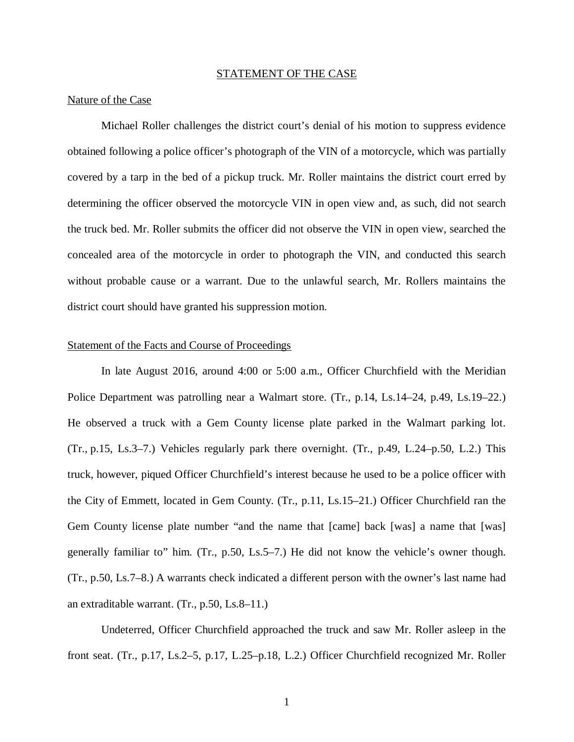## STATEMENT OF THE CASE

### Nature of the Case

Michael Roller challenges the district court's denial of his motion to suppress evidence obtained following a police officer's photograph of the VIN of a motorcycle, which was partially covered by a tarp in the bed of a pickup truck. Mr. Roller maintains the district court erred by determining the officer observed the motorcycle VIN in open view and, as such, did not search the truck bed. Mr. Roller submits the officer did not observe the VIN in open view, searched the concealed area of the motorcycle in order to photograph the VIN, and conducted this search without probable cause or a warrant. Due to the unlawful search, Mr. Rollers maintains the district court should have granted his suppression motion.

### Statement of the Facts and Course of Proceedings

In late August 2016, around 4:00 or 5:00 a.m., Officer Churchfield with the Meridian Police Department was patrolling near a Walmart store. (Tr., p.14, Ls.14–24, p.49, Ls.19–22.) He observed a truck with a Gem County license plate parked in the Walmart parking lot. (Tr., p.15, Ls.3–7.) Vehicles regularly park there overnight. (Tr., p.49, L.24–p.50, L.2.) This truck, however, piqued Officer Churchfield's interest because he used to be a police officer with the City of Emmett, located in Gem County. (Tr., p.11, Ls.15–21.) Officer Churchfield ran the Gem County license plate number "and the name that [came] back [was] a name that [was] generally familiar to" him. (Tr., p.50, Ls.5–7.) He did not know the vehicle's owner though. (Tr., p.50, Ls.7–8.) A warrants check indicated a different person with the owner's last name had an extraditable warrant. (Tr., p.50, Ls.8–11.)

Undeterred, Officer Churchfield approached the truck and saw Mr. Roller asleep in the front seat. (Tr., p.17, Ls.2–5, p.17, L.25–p.18, L.2.) Officer Churchfield recognized Mr. Roller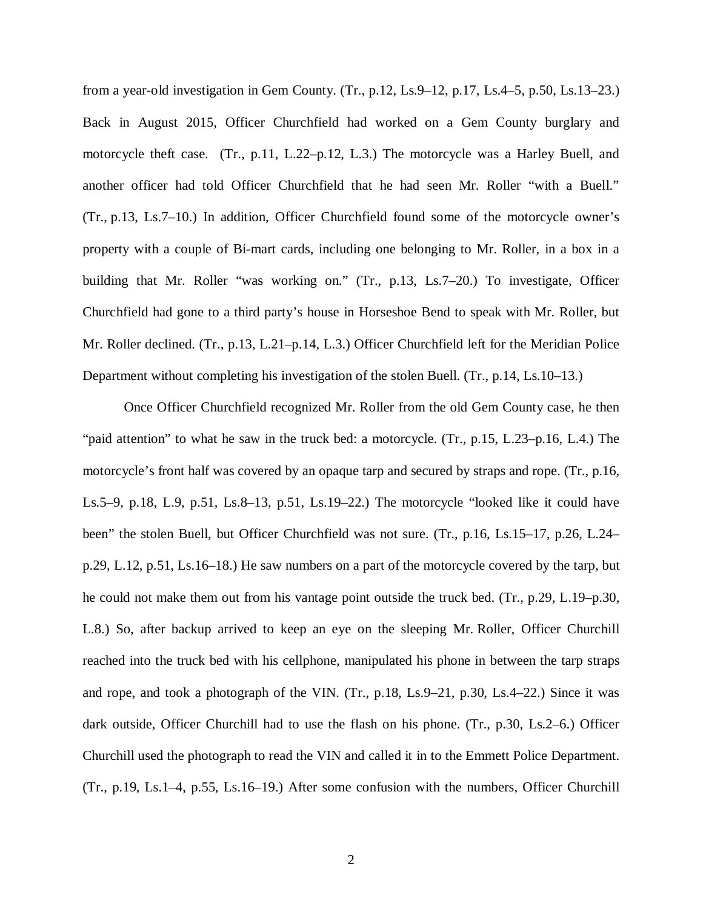from a year-old investigation in Gem County. (Tr., p.12, Ls.9–12, p.17, Ls.4–5, p.50, Ls.13–23.) Back in August 2015, Officer Churchfield had worked on a Gem County burglary and motorcycle theft case. (Tr., p.11, L.22–p.12, L.3.) The motorcycle was a Harley Buell, and another officer had told Officer Churchfield that he had seen Mr. Roller "with a Buell." (Tr., p.13, Ls.7–10.) In addition, Officer Churchfield found some of the motorcycle owner's property with a couple of Bi-mart cards, including one belonging to Mr. Roller, in a box in a building that Mr. Roller "was working on." (Tr., p.13, Ls.7–20.) To investigate, Officer Churchfield had gone to a third party's house in Horseshoe Bend to speak with Mr. Roller, but Mr. Roller declined. (Tr., p.13, L.21–p.14, L.3.) Officer Churchfield left for the Meridian Police Department without completing his investigation of the stolen Buell. (Tr., p.14, Ls.10–13.)

Once Officer Churchfield recognized Mr. Roller from the old Gem County case, he then "paid attention" to what he saw in the truck bed: a motorcycle. (Tr., p.15, L.23–p.16, L.4.) The motorcycle's front half was covered by an opaque tarp and secured by straps and rope. (Tr., p.16, Ls.5–9, p.18, L.9, p.51, Ls.8–13, p.51, Ls.19–22.) The motorcycle "looked like it could have been" the stolen Buell, but Officer Churchfield was not sure. (Tr., p.16, Ls.15–17, p.26, L.24–p.29, L.12, p.51, Ls.16–18.) He saw numbers on a part of the motorcycle covered by the tarp, but he could not make them out from his vantage point outside the truck bed. (Tr., p.29, L.19–p.30, L.8.) So, after backup arrived to keep an eye on the sleeping Mr. Roller, Officer Churchill reached into the truck bed with his cellphone, manipulated his phone in between the tarp straps and rope, and took a photograph of the VIN. (Tr., p.18, Ls.9–21, p.30, Ls.4–22.) Since it was dark outside, Officer Churchill had to use the flash on his phone. (Tr., p.30, Ls.2–6.) Officer Churchill used the photograph to read the VIN and called it in to the Emmett Police Department. (Tr., p.19, Ls.1–4, p.55, Ls.16–19.) After some confusion with the numbers, Officer Churchill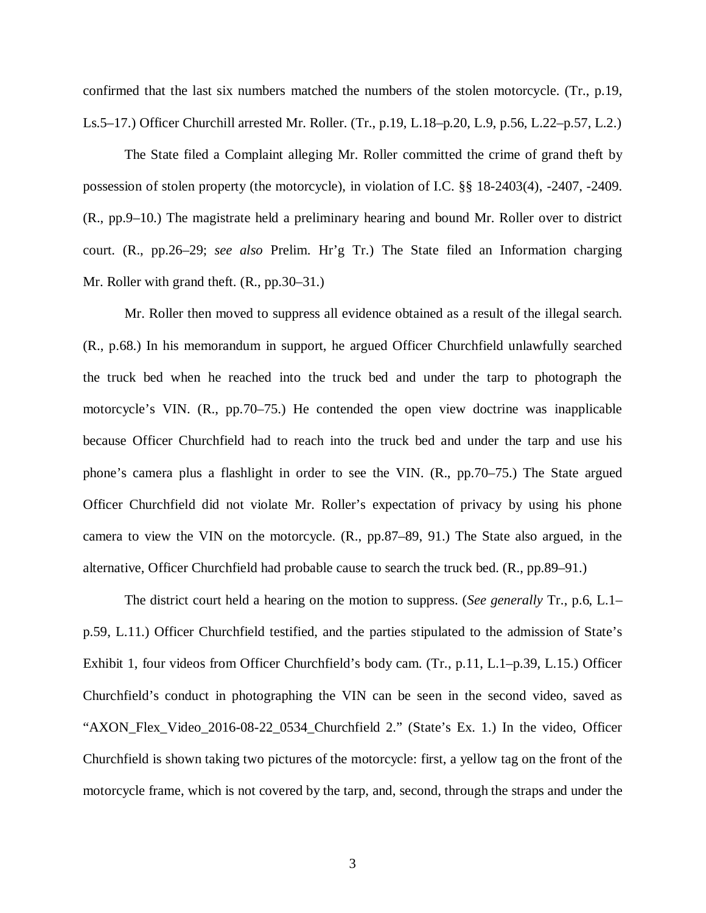confirmed that the last six numbers matched the numbers of the stolen motorcycle. (Tr., p.19, Ls.5–17.) Officer Churchill arrested Mr. Roller. (Tr., p.19, L.18–p.20, L.9, p.56, L.22–p.57, L.2.)

The State filed a Complaint alleging Mr. Roller committed the crime of grand theft by possession of stolen property (the motorcycle), in violation of I.C. §§ 18-2403(4), -2407, -2409. (R., pp.9–10.) The magistrate held a preliminary hearing and bound Mr. Roller over to district court. (R., pp.26–29; *see also* Prelim. Hr'g Tr.) The State filed an Information charging Mr. Roller with grand theft. (R., pp.30–31.)

Mr. Roller then moved to suppress all evidence obtained as a result of the illegal search. (R., p.68.) In his memorandum in support, he argued Officer Churchfield unlawfully searched the truck bed when he reached into the truck bed and under the tarp to photograph the motorcycle's VIN. (R., pp.70–75.) He contended the open view doctrine was inapplicable because Officer Churchfield had to reach into the truck bed and under the tarp and use his phone's camera plus a flashlight in order to see the VIN. (R., pp.70–75.) The State argued Officer Churchfield did not violate Mr. Roller's expectation of privacy by using his phone camera to view the VIN on the motorcycle. (R., pp.87–89, 91.) The State also argued, in the alternative, Officer Churchfield had probable cause to search the truck bed. (R., pp.89–91.)

The district court held a hearing on the motion to suppress. (*See generally* Tr., p.6, L.1–p.59, L.11.) Officer Churchfield testified, and the parties stipulated to the admission of State's Exhibit 1, four videos from Officer Churchfield's body cam. (Tr., p.11, L.1–p.39, L.15.) Officer Churchfield's conduct in photographing the VIN can be seen in the second video, saved as "AXON_Flex_Video_2016-08-22_0534_Churchfield 2." (State's Ex. 1.) In the video, Officer Churchfield is shown taking two pictures of the motorcycle: first, a yellow tag on the front of the motorcycle frame, which is not covered by the tarp, and, second, through the straps and under the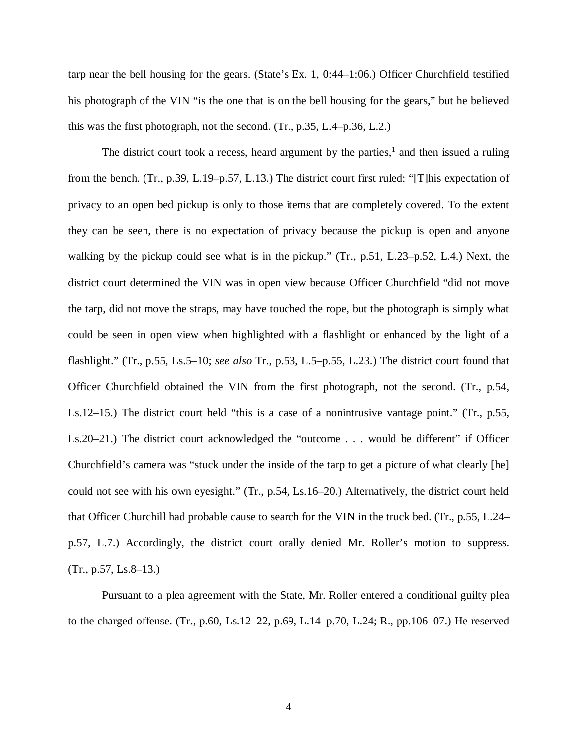tarp near the bell housing for the gears. (State's Ex. 1, 0:44–1:06.) Officer Churchfield testified his photograph of the VIN "is the one that is on the bell housing for the gears," but he believed this was the first photograph, not the second. (Tr., p.35, L.4–p.36, L.2.)

The district court took a recess, heard argument by the parties,[1] and then issued a ruling from the bench. (Tr., p.39, L.19–p.57, L.13.) The district court first ruled: "[T]his expectation of privacy to an open bed pickup is only to those items that are completely covered. To the extent they can be seen, there is no expectation of privacy because the pickup is open and anyone walking by the pickup could see what is in the pickup." (Tr., p.51, L.23–p.52, L.4.) Next, the district court determined the VIN was in open view because Officer Churchfield "did not move the tarp, did not move the straps, may have touched the rope, but the photograph is simply what could be seen in open view when highlighted with a flashlight or enhanced by the light of a flashlight." (Tr., p.55, Ls.5–10; *see also* Tr., p.53, L.5–p.55, L.23.) The district court found that Officer Churchfield obtained the VIN from the first photograph, not the second. (Tr., p.54, Ls.12–15.) The district court held "this is a case of a nonintrusive vantage point." (Tr., p.55, Ls.20–21.) The district court acknowledged the "outcome . . . would be different" if Officer Churchfield's camera was "stuck under the inside of the tarp to get a picture of what clearly [he] could not see with his own eyesight." (Tr., p.54, Ls.16–20.) Alternatively, the district court held that Officer Churchill had probable cause to search for the VIN in the truck bed. (Tr., p.55, L.24–p.57, L.7.) Accordingly, the district court orally denied Mr. Roller's motion to suppress. (Tr., p.57, Ls.8–13.)

Pursuant to a plea agreement with the State, Mr. Roller entered a conditional guilty plea to the charged offense. (Tr., p.60, Ls.12–22, p.69, L.14–p.70, L.24; R., pp.106–07.) He reserved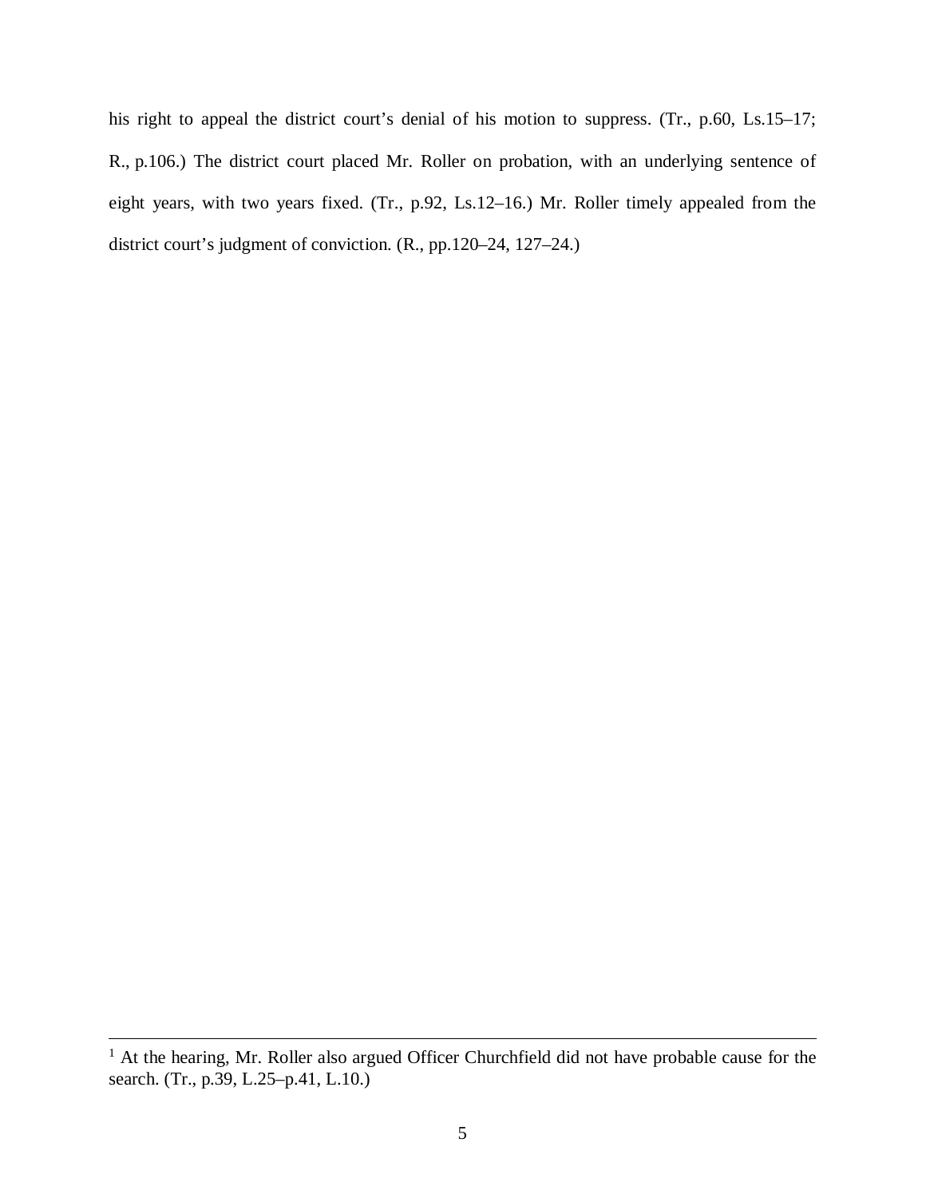his right to appeal the district court's denial of his motion to suppress. (Tr., p.60, Ls.15–17; R., p.106.) The district court placed Mr. Roller on probation, with an underlying sentence of eight years, with two years fixed. (Tr., p.92, Ls.12–16.) Mr. Roller timely appealed from the district court's judgment of conviction. (R., pp.120–24, 127–24.)

---

[1] At the hearing, Mr. Roller also argued Officer Churchfield did not have probable cause for the search. (Tr., p.39, L.25–p.41, L.10.)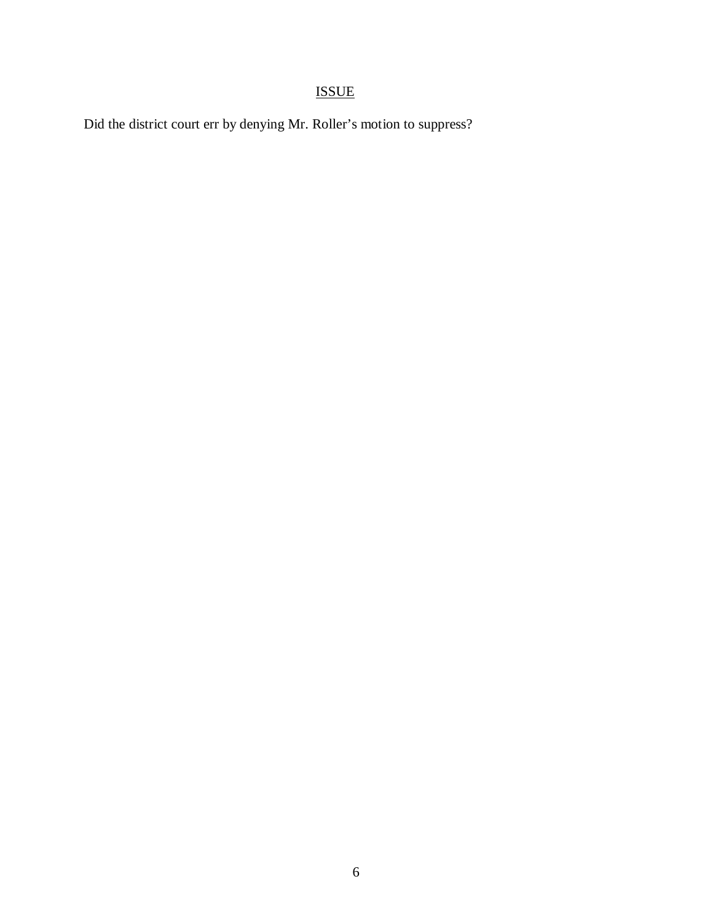## ISSUE

Did the district court err by denying Mr. Roller's motion to suppress?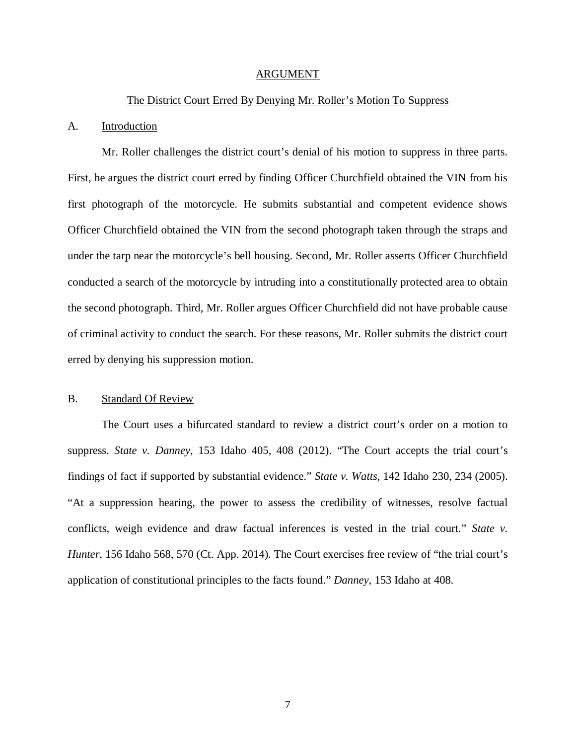# ARGUMENT

## The District Court Erred By Denying Mr. Roller's Motion To Suppress

### A. Introduction

Mr. Roller challenges the district court's denial of his motion to suppress in three parts. First, he argues the district court erred by finding Officer Churchfield obtained the VIN from his first photograph of the motorcycle. He submits substantial and competent evidence shows Officer Churchfield obtained the VIN from the second photograph taken through the straps and under the tarp near the motorcycle's bell housing. Second, Mr. Roller asserts Officer Churchfield conducted a search of the motorcycle by intruding into a constitutionally protected area to obtain the second photograph. Third, Mr. Roller argues Officer Churchfield did not have probable cause of criminal activity to conduct the search. For these reasons, Mr. Roller submits the district court erred by denying his suppression motion.

### B. Standard Of Review

The Court uses a bifurcated standard to review a district court's order on a motion to suppress. *State v. Danney*, 153 Idaho 405, 408 (2012). "The Court accepts the trial court's findings of fact if supported by substantial evidence." *State v. Watts*, 142 Idaho 230, 234 (2005). "At a suppression hearing, the power to assess the credibility of witnesses, resolve factual conflicts, weigh evidence and draw factual inferences is vested in the trial court." *State v. Hunter*, 156 Idaho 568, 570 (Ct. App. 2014). The Court exercises free review of "the trial court's application of constitutional principles to the facts found." *Danney*, 153 Idaho at 408.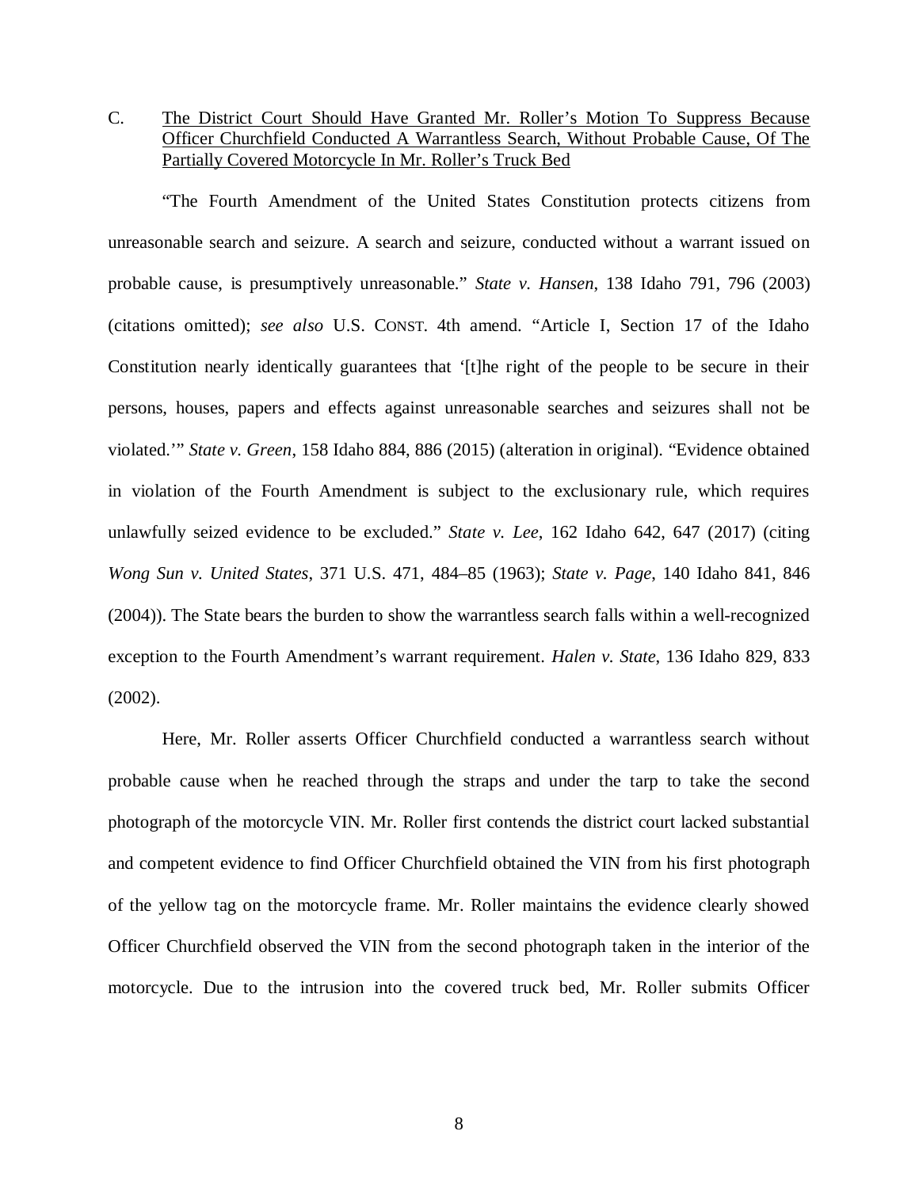C. <u>The District Court Should Have Granted Mr. Roller's Motion To Suppress Because Officer Churchfield Conducted A Warrantless Search, Without Probable Cause, Of The Partially Covered Motorcycle In Mr. Roller's Truck Bed</u>

"The Fourth Amendment of the United States Constitution protects citizens from unreasonable search and seizure. A search and seizure, conducted without a warrant issued on probable cause, is presumptively unreasonable." *State v. Hansen*, 138 Idaho 791, 796 (2003) (citations omitted); *see also* U.S. CONST. 4th amend. "Article I, Section 17 of the Idaho Constitution nearly identically guarantees that '[t]he right of the people to be secure in their persons, houses, papers and effects against unreasonable searches and seizures shall not be violated.'" *State v. Green*, 158 Idaho 884, 886 (2015) (alteration in original). "Evidence obtained in violation of the Fourth Amendment is subject to the exclusionary rule, which requires unlawfully seized evidence to be excluded." *State v. Lee*, 162 Idaho 642, 647 (2017) (citing *Wong Sun v. United States*, 371 U.S. 471, 484–85 (1963); *State v. Page*, 140 Idaho 841, 846 (2004)). The State bears the burden to show the warrantless search falls within a well-recognized exception to the Fourth Amendment's warrant requirement. *Halen v. State*, 136 Idaho 829, 833 (2002).

Here, Mr. Roller asserts Officer Churchfield conducted a warrantless search without probable cause when he reached through the straps and under the tarp to take the second photograph of the motorcycle VIN. Mr. Roller first contends the district court lacked substantial and competent evidence to find Officer Churchfield obtained the VIN from his first photograph of the yellow tag on the motorcycle frame. Mr. Roller maintains the evidence clearly showed Officer Churchfield observed the VIN from the second photograph taken in the interior of the motorcycle. Due to the intrusion into the covered truck bed, Mr. Roller submits Officer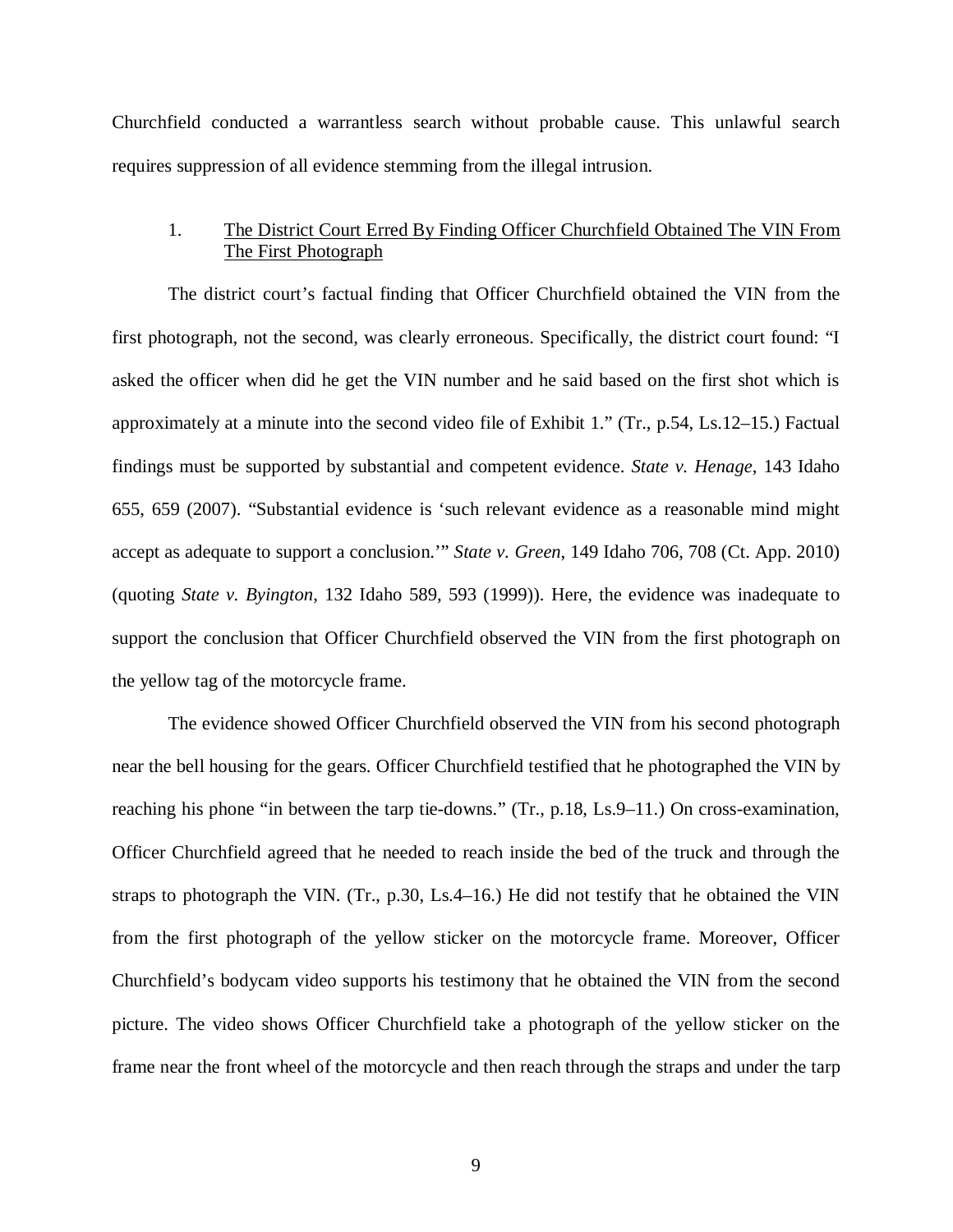Churchfield conducted a warrantless search without probable cause. This unlawful search requires suppression of all evidence stemming from the illegal intrusion.

### 1. The District Court Erred By Finding Officer Churchfield Obtained The VIN From The First Photograph

The district court's factual finding that Officer Churchfield obtained the VIN from the first photograph, not the second, was clearly erroneous. Specifically, the district court found: "I asked the officer when did he get the VIN number and he said based on the first shot which is approximately at a minute into the second video file of Exhibit 1." (Tr., p.54, Ls.12–15.) Factual findings must be supported by substantial and competent evidence. *State v. Henage*, 143 Idaho 655, 659 (2007). "Substantial evidence is 'such relevant evidence as a reasonable mind might accept as adequate to support a conclusion.'" *State v. Green*, 149 Idaho 706, 708 (Ct. App. 2010) (quoting *State v. Byington*, 132 Idaho 589, 593 (1999)). Here, the evidence was inadequate to support the conclusion that Officer Churchfield observed the VIN from the first photograph on the yellow tag of the motorcycle frame.

The evidence showed Officer Churchfield observed the VIN from his second photograph near the bell housing for the gears. Officer Churchfield testified that he photographed the VIN by reaching his phone "in between the tarp tie-downs." (Tr., p.18, Ls.9–11.) On cross-examination, Officer Churchfield agreed that he needed to reach inside the bed of the truck and through the straps to photograph the VIN. (Tr., p.30, Ls.4–16.) He did not testify that he obtained the VIN from the first photograph of the yellow sticker on the motorcycle frame. Moreover, Officer Churchfield's bodycam video supports his testimony that he obtained the VIN from the second picture. The video shows Officer Churchfield take a photograph of the yellow sticker on the frame near the front wheel of the motorcycle and then reach through the straps and under the tarp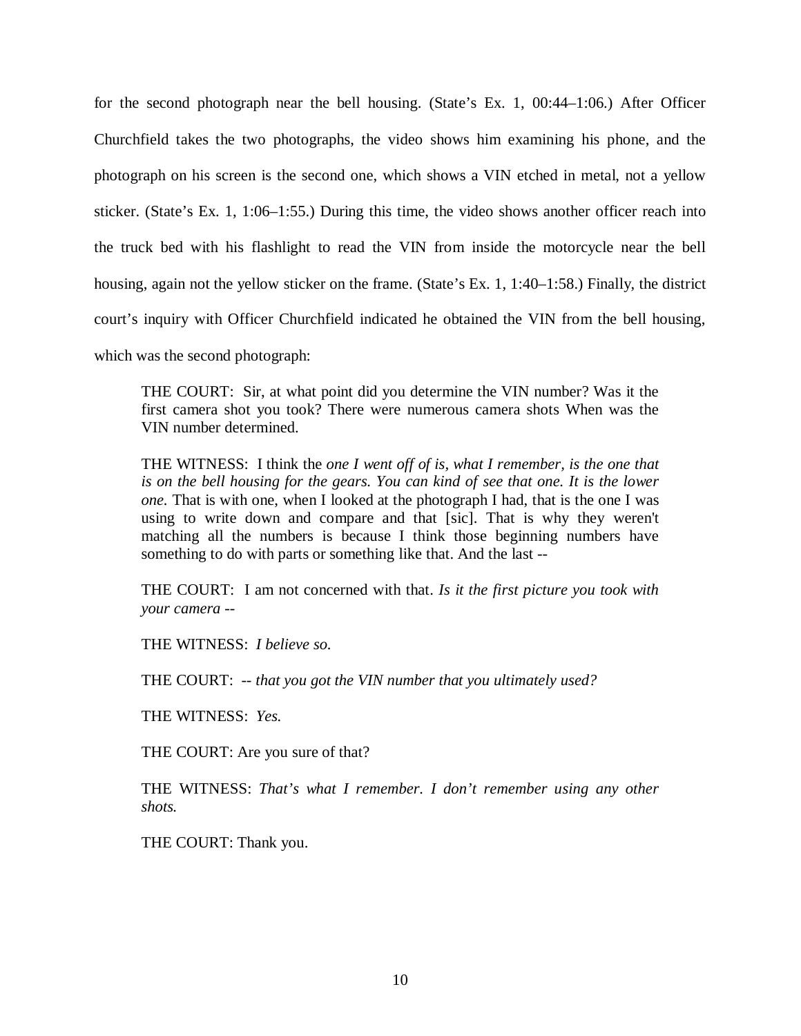for the second photograph near the bell housing. (State's Ex. 1, 00:44–1:06.) After Officer Churchfield takes the two photographs, the video shows him examining his phone, and the photograph on his screen is the second one, which shows a VIN etched in metal, not a yellow sticker. (State's Ex. 1, 1:06–1:55.) During this time, the video shows another officer reach into the truck bed with his flashlight to read the VIN from inside the motorcycle near the bell housing, again not the yellow sticker on the frame. (State's Ex. 1, 1:40–1:58.) Finally, the district court's inquiry with Officer Churchfield indicated he obtained the VIN from the bell housing, which was the second photograph:

> THE COURT: Sir, at what point did you determine the VIN number? Was it the first camera shot you took? There were numerous camera shots When was the VIN number determined.
>
> THE WITNESS: I think the *one I went off of is, what I remember, is the one that is on the bell housing for the gears. You can kind of see that one. It is the lower one.* That is with one, when I looked at the photograph I had, that is the one I was using to write down and compare and that [sic]. That is why they weren't matching all the numbers is because I think those beginning numbers have something to do with parts or something like that. And the last --
>
> THE COURT: I am not concerned with that. *Is it the first picture you took with your camera --*
>
> THE WITNESS: *I believe so.*
>
> THE COURT: -- *that you got the VIN number that you ultimately used?*
>
> THE WITNESS: *Yes.*
>
> THE COURT: Are you sure of that?
>
> THE WITNESS: *That's what I remember. I don't remember using any other shots.*
>
> THE COURT: Thank you.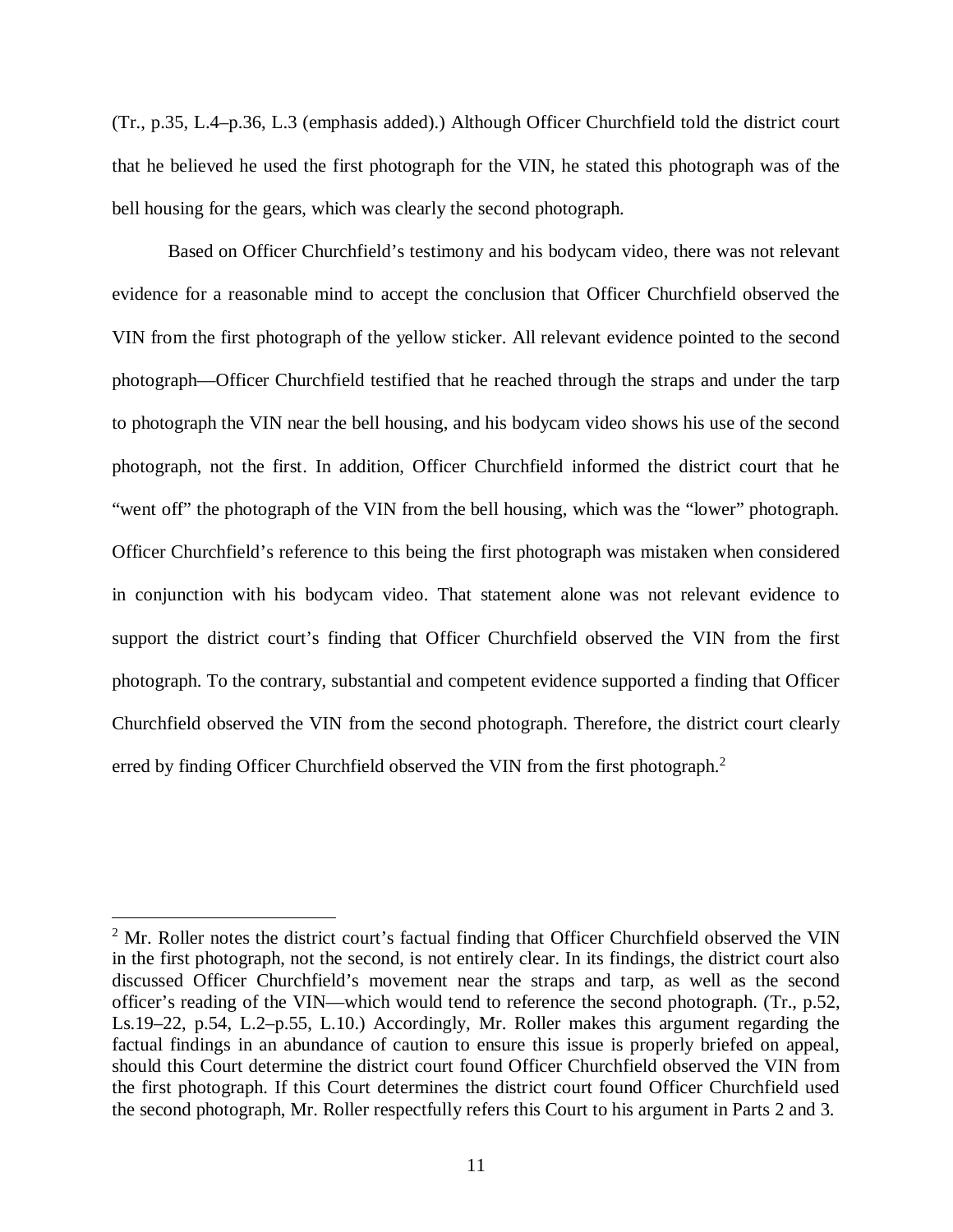(Tr., p.35, L.4–p.36, L.3 (emphasis added).) Although Officer Churchfield told the district court that he believed he used the first photograph for the VIN, he stated this photograph was of the bell housing for the gears, which was clearly the second photograph.

Based on Officer Churchfield's testimony and his bodycam video, there was not relevant evidence for a reasonable mind to accept the conclusion that Officer Churchfield observed the VIN from the first photograph of the yellow sticker. All relevant evidence pointed to the second photograph—Officer Churchfield testified that he reached through the straps and under the tarp to photograph the VIN near the bell housing, and his bodycam video shows his use of the second photograph, not the first. In addition, Officer Churchfield informed the district court that he "went off" the photograph of the VIN from the bell housing, which was the "lower" photograph. Officer Churchfield's reference to this being the first photograph was mistaken when considered in conjunction with his bodycam video. That statement alone was not relevant evidence to support the district court's finding that Officer Churchfield observed the VIN from the first photograph. To the contrary, substantial and competent evidence supported a finding that Officer Churchfield observed the VIN from the second photograph. Therefore, the district court clearly erred by finding Officer Churchfield observed the VIN from the first photograph.[2]

---

[2] Mr. Roller notes the district court's factual finding that Officer Churchfield observed the VIN in the first photograph, not the second, is not entirely clear. In its findings, the district court also discussed Officer Churchfield's movement near the straps and tarp, as well as the second officer's reading of the VIN—which would tend to reference the second photograph. (Tr., p.52, Ls.19–22, p.54, L.2–p.55, L.10.) Accordingly, Mr. Roller makes this argument regarding the factual findings in an abundance of caution to ensure this issue is properly briefed on appeal, should this Court determine the district court found Officer Churchfield observed the VIN from the first photograph. If this Court determines the district court found Officer Churchfield used the second photograph, Mr. Roller respectfully refers this Court to his argument in Parts 2 and 3.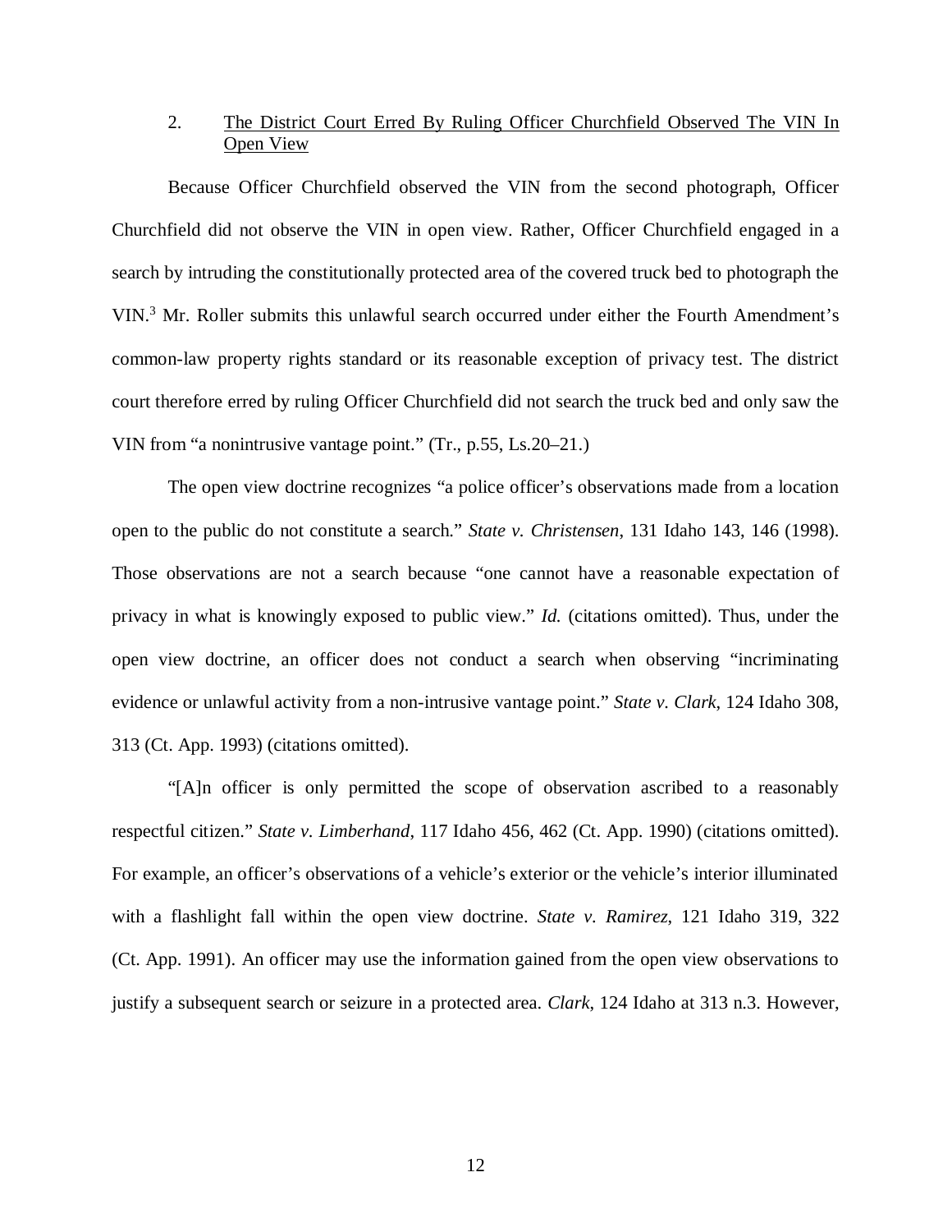2. <u>The District Court Erred By Ruling Officer Churchfield Observed The VIN In Open View</u>

Because Officer Churchfield observed the VIN from the second photograph, Officer Churchfield did not observe the VIN in open view. Rather, Officer Churchfield engaged in a search by intruding the constitutionally protected area of the covered truck bed to photograph the VIN.[3] Mr. Roller submits this unlawful search occurred under either the Fourth Amendment's common-law property rights standard or its reasonable exception of privacy test. The district court therefore erred by ruling Officer Churchfield did not search the truck bed and only saw the VIN from "a nonintrusive vantage point." (Tr., p.55, Ls.20–21.)

The open view doctrine recognizes "a police officer's observations made from a location open to the public do not constitute a search." *State v. Christensen*, 131 Idaho 143, 146 (1998). Those observations are not a search because "one cannot have a reasonable expectation of privacy in what is knowingly exposed to public view." *Id.* (citations omitted). Thus, under the open view doctrine, an officer does not conduct a search when observing "incriminating evidence or unlawful activity from a non-intrusive vantage point." *State v. Clark*, 124 Idaho 308, 313 (Ct. App. 1993) (citations omitted).

"[A]n officer is only permitted the scope of observation ascribed to a reasonably respectful citizen." *State v. Limberhand*, 117 Idaho 456, 462 (Ct. App. 1990) (citations omitted). For example, an officer's observations of a vehicle's exterior or the vehicle's interior illuminated with a flashlight fall within the open view doctrine. *State v. Ramirez*, 121 Idaho 319, 322 (Ct. App. 1991). An officer may use the information gained from the open view observations to justify a subsequent search or seizure in a protected area. *Clark*, 124 Idaho at 313 n.3. However,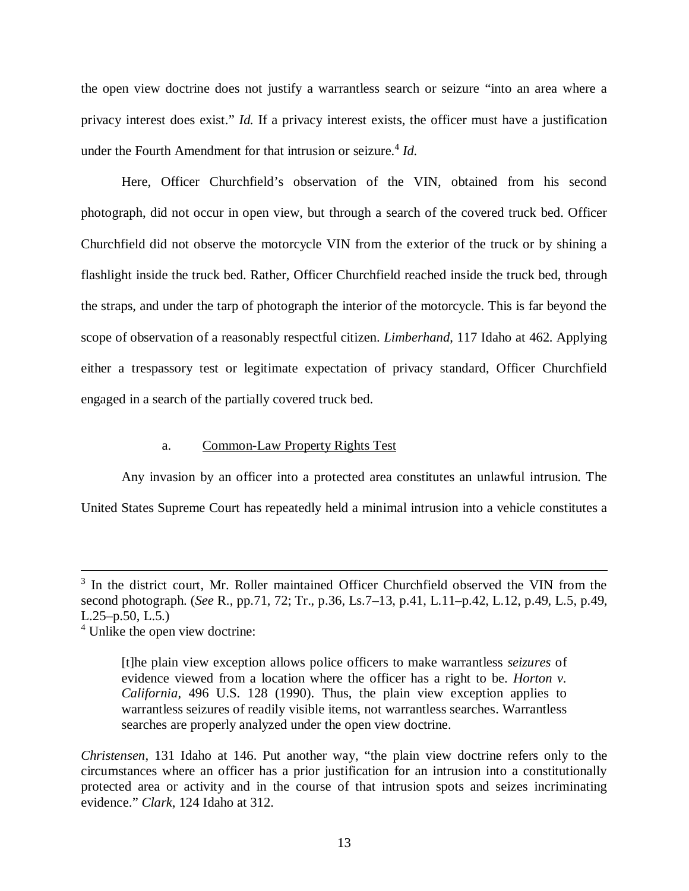the open view doctrine does not justify a warrantless search or seizure "into an area where a privacy interest does exist." *Id.* If a privacy interest exists, the officer must have a justification under the Fourth Amendment for that intrusion or seizure.[4] *Id.*

Here, Officer Churchfield's observation of the VIN, obtained from his second photograph, did not occur in open view, but through a search of the covered truck bed. Officer Churchfield did not observe the motorcycle VIN from the exterior of the truck or by shining a flashlight inside the truck bed. Rather, Officer Churchfield reached inside the truck bed, through the straps, and under the tarp of photograph the interior of the motorcycle. This is far beyond the scope of observation of a reasonably respectful citizen. *Limberhand*, 117 Idaho at 462. Applying either a trespassory test or legitimate expectation of privacy standard, Officer Churchfield engaged in a search of the partially covered truck bed.

a. <u>Common-Law Property Rights Test</u>

Any invasion by an officer into a protected area constitutes an unlawful intrusion. The United States Supreme Court has repeatedly held a minimal intrusion into a vehicle constitutes a

---

[3] In the district court, Mr. Roller maintained Officer Churchfield observed the VIN from the second photograph. (*See* R., pp.71, 72; Tr., p.36, Ls.7–13, p.41, L.11–p.42, L.12, p.49, L.5, p.49, L.25–p.50, L.5.)

[4] Unlike the open view doctrine:

> [t]he plain view exception allows police officers to make warrantless *seizures* of evidence viewed from a location where the officer has a right to be. *Horton v. California*, 496 U.S. 128 (1990). Thus, the plain view exception applies to warrantless seizures of readily visible items, not warrantless searches. Warrantless searches are properly analyzed under the open view doctrine.

*Christensen*, 131 Idaho at 146. Put another way, "the plain view doctrine refers only to the circumstances where an officer has a prior justification for an intrusion into a constitutionally protected area or activity and in the course of that intrusion spots and seizes incriminating evidence." *Clark*, 124 Idaho at 312.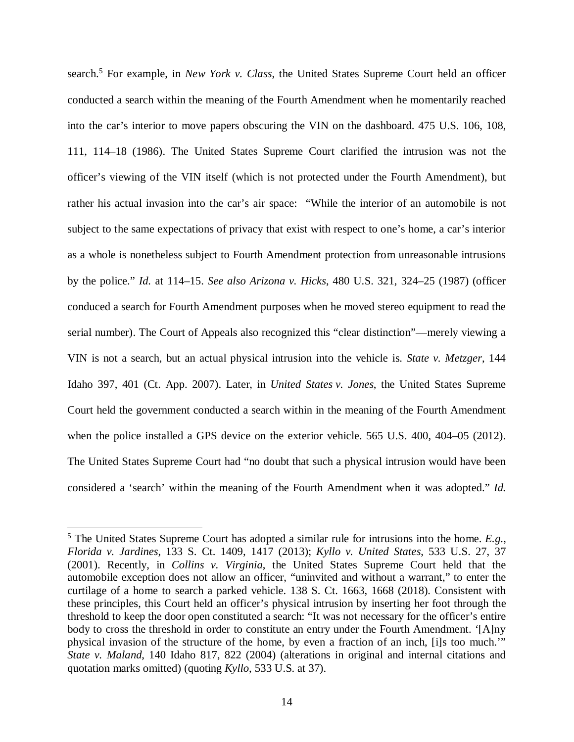search.[5] For example, in *New York v. Class*, the United States Supreme Court held an officer conducted a search within the meaning of the Fourth Amendment when he momentarily reached into the car's interior to move papers obscuring the VIN on the dashboard. 475 U.S. 106, 108, 111, 114–18 (1986). The United States Supreme Court clarified the intrusion was not the officer's viewing of the VIN itself (which is not protected under the Fourth Amendment), but rather his actual invasion into the car's air space: "While the interior of an automobile is not subject to the same expectations of privacy that exist with respect to one's home, a car's interior as a whole is nonetheless subject to Fourth Amendment protection from unreasonable intrusions by the police." *Id.* at 114–15. *See also Arizona v. Hicks*, 480 U.S. 321, 324–25 (1987) (officer conduced a search for Fourth Amendment purposes when he moved stereo equipment to read the serial number). The Court of Appeals also recognized this "clear distinction"—merely viewing a VIN is not a search, but an actual physical intrusion into the vehicle is. *State v. Metzger*, 144 Idaho 397, 401 (Ct. App. 2007). Later, in *United States v. Jones*, the United States Supreme Court held the government conducted a search within in the meaning of the Fourth Amendment when the police installed a GPS device on the exterior vehicle. 565 U.S. 400, 404–05 (2012). The United States Supreme Court had "no doubt that such a physical intrusion would have been considered a 'search' within the meaning of the Fourth Amendment when it was adopted." *Id.*

---

[5] The United States Supreme Court has adopted a similar rule for intrusions into the home. *E.g.*, *Florida v. Jardines*, 133 S. Ct. 1409, 1417 (2013); *Kyllo v. United States*, 533 U.S. 27, 37 (2001). Recently, in *Collins v. Virginia*, the United States Supreme Court held that the automobile exception does not allow an officer, "uninvited and without a warrant," to enter the curtilage of a home to search a parked vehicle. 138 S. Ct. 1663, 1668 (2018). Consistent with these principles, this Court held an officer's physical intrusion by inserting her foot through the threshold to keep the door open constituted a search: "It was not necessary for the officer's entire body to cross the threshold in order to constitute an entry under the Fourth Amendment. '[A]ny physical invasion of the structure of the home, by even a fraction of an inch, [i]s too much.'" *State v. Maland*, 140 Idaho 817, 822 (2004) (alterations in original and internal citations and quotation marks omitted) (quoting *Kyllo*, 533 U.S. at 37).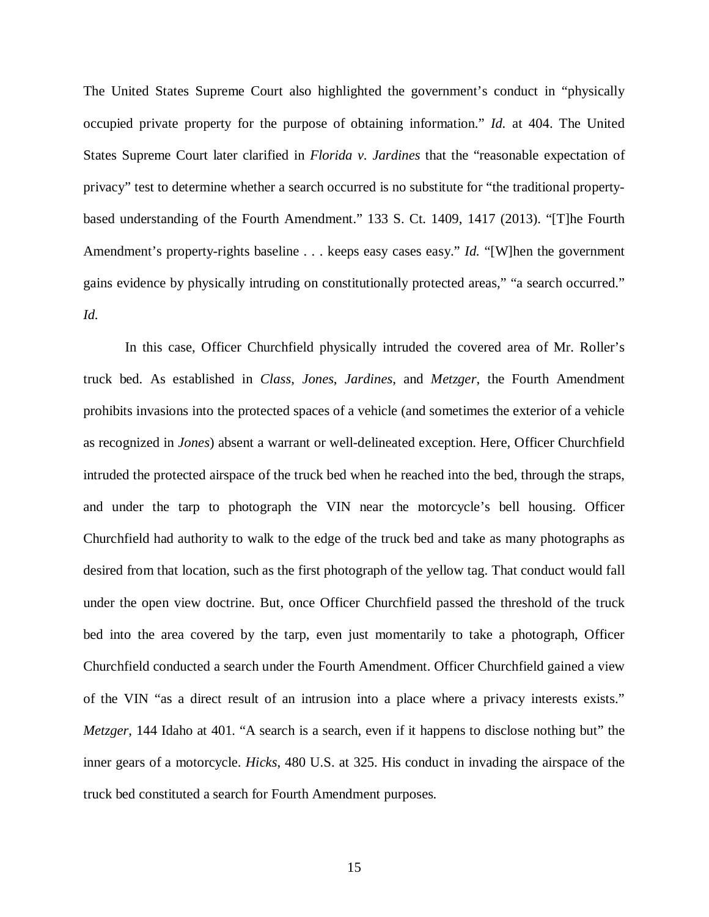The United States Supreme Court also highlighted the government's conduct in "physically occupied private property for the purpose of obtaining information." *Id.* at 404. The United States Supreme Court later clarified in *Florida v. Jardines* that the "reasonable expectation of privacy" test to determine whether a search occurred is no substitute for "the traditional property-based understanding of the Fourth Amendment." 133 S. Ct. 1409, 1417 (2013). "[T]he Fourth Amendment's property-rights baseline . . . keeps easy cases easy." *Id.* "[W]hen the government gains evidence by physically intruding on constitutionally protected areas," "a search occurred." *Id.*

In this case, Officer Churchfield physically intruded the covered area of Mr. Roller's truck bed. As established in *Class*, *Jones*, *Jardines*, and *Metzger*, the Fourth Amendment prohibits invasions into the protected spaces of a vehicle (and sometimes the exterior of a vehicle as recognized in *Jones*) absent a warrant or well-delineated exception. Here, Officer Churchfield intruded the protected airspace of the truck bed when he reached into the bed, through the straps, and under the tarp to photograph the VIN near the motorcycle's bell housing. Officer Churchfield had authority to walk to the edge of the truck bed and take as many photographs as desired from that location, such as the first photograph of the yellow tag. That conduct would fall under the open view doctrine. But, once Officer Churchfield passed the threshold of the truck bed into the area covered by the tarp, even just momentarily to take a photograph, Officer Churchfield conducted a search under the Fourth Amendment. Officer Churchfield gained a view of the VIN "as a direct result of an intrusion into a place where a privacy interests exists." *Metzger*, 144 Idaho at 401. "A search is a search, even if it happens to disclose nothing but" the inner gears of a motorcycle. *Hicks*, 480 U.S. at 325. His conduct in invading the airspace of the truck bed constituted a search for Fourth Amendment purposes.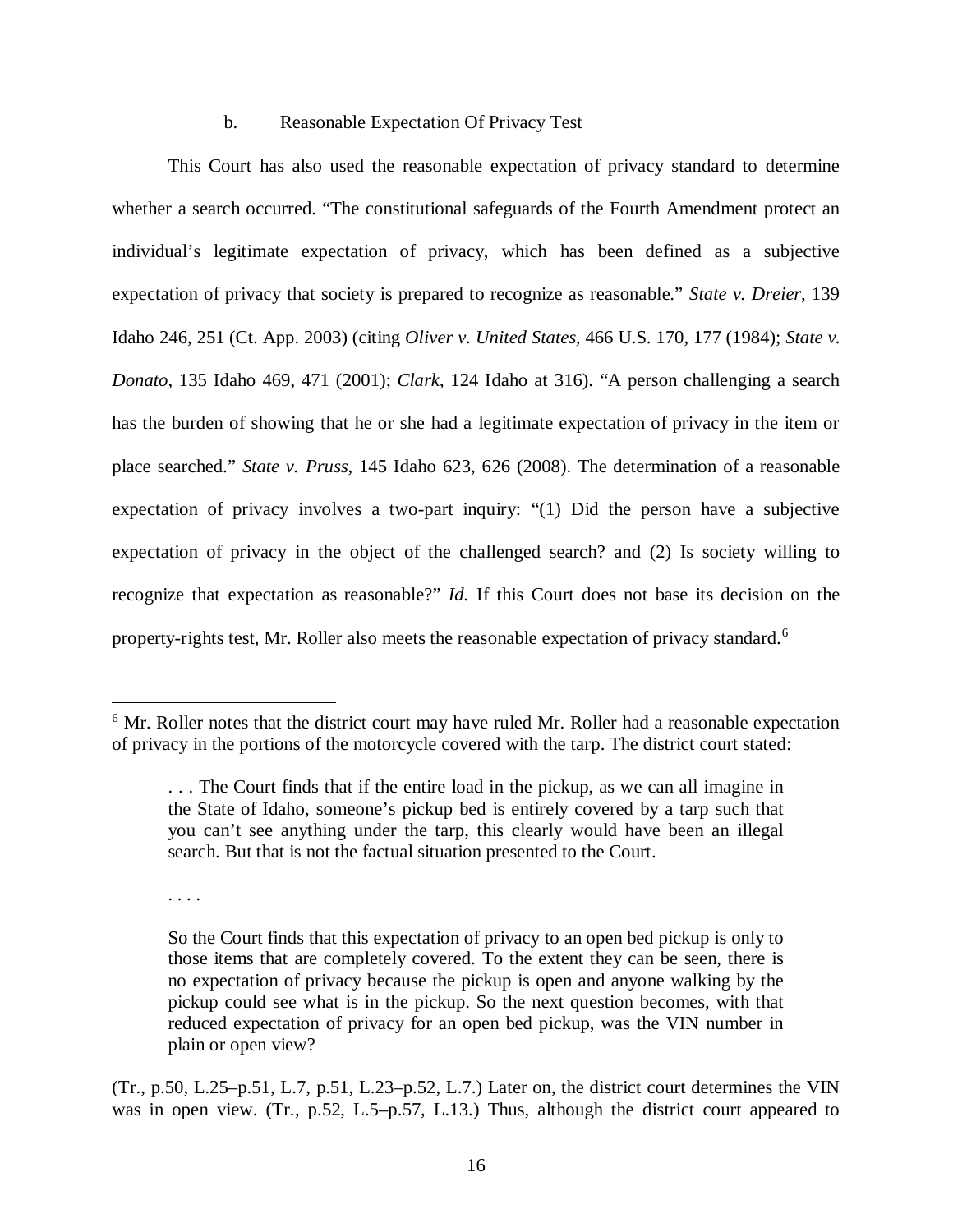### b. Reasonable Expectation Of Privacy Test

This Court has also used the reasonable expectation of privacy standard to determine whether a search occurred. "The constitutional safeguards of the Fourth Amendment protect an individual's legitimate expectation of privacy, which has been defined as a subjective expectation of privacy that society is prepared to recognize as reasonable." *State v. Dreier*, 139 Idaho 246, 251 (Ct. App. 2003) (citing *Oliver v. United States*, 466 U.S. 170, 177 (1984); *State v. Donato*, 135 Idaho 469, 471 (2001); *Clark*, 124 Idaho at 316). "A person challenging a search has the burden of showing that he or she had a legitimate expectation of privacy in the item or place searched." *State v. Pruss*, 145 Idaho 623, 626 (2008). The determination of a reasonable expectation of privacy involves a two-part inquiry: "(1) Did the person have a subjective expectation of privacy in the object of the challenged search? and (2) Is society willing to recognize that expectation as reasonable?" *Id.* If this Court does not base its decision on the property-rights test, Mr. Roller also meets the reasonable expectation of privacy standard.[6]

---

[6] Mr. Roller notes that the district court may have ruled Mr. Roller had a reasonable expectation of privacy in the portions of the motorcycle covered with the tarp. The district court stated:

> . . . The Court finds that if the entire load in the pickup, as we can all imagine in the State of Idaho, someone's pickup bed is entirely covered by a tarp such that you can't see anything under the tarp, this clearly would have been an illegal search. But that is not the factual situation presented to the Court.
>
> . . . .
>
> So the Court finds that this expectation of privacy to an open bed pickup is only to those items that are completely covered. To the extent they can be seen, there is no expectation of privacy because the pickup is open and anyone walking by the pickup could see what is in the pickup. So the next question becomes, with that reduced expectation of privacy for an open bed pickup, was the VIN number in plain or open view?

(Tr., p.50, L.25–p.51, L.7, p.51, L.23–p.52, L.7.) Later on, the district court determines the VIN was in open view. (Tr., p.52, L.5–p.57, L.13.) Thus, although the district court appeared to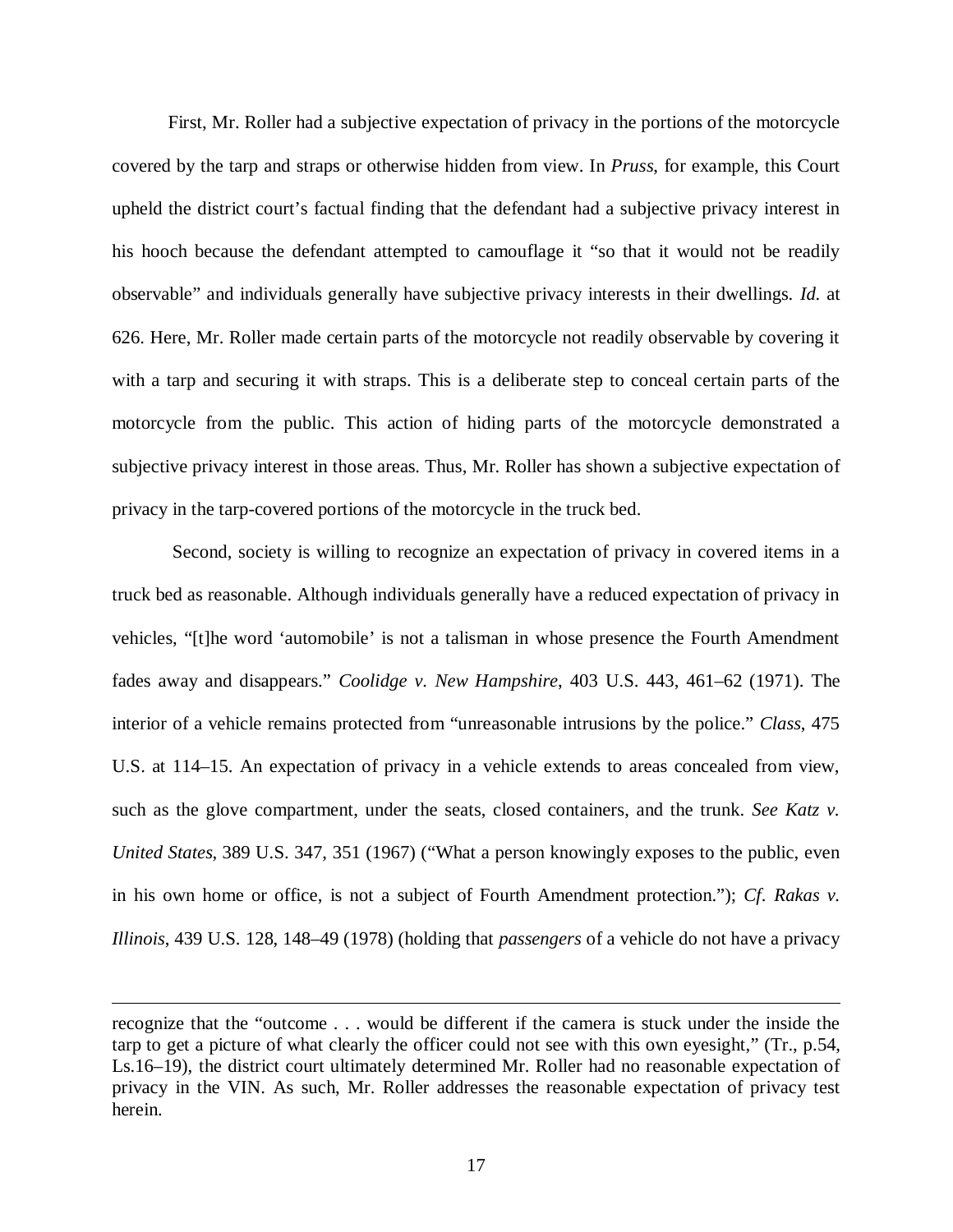First, Mr. Roller had a subjective expectation of privacy in the portions of the motorcycle covered by the tarp and straps or otherwise hidden from view. In *Pruss*, for example, this Court upheld the district court's factual finding that the defendant had a subjective privacy interest in his hooch because the defendant attempted to camouflage it "so that it would not be readily observable" and individuals generally have subjective privacy interests in their dwellings. *Id.* at 626. Here, Mr. Roller made certain parts of the motorcycle not readily observable by covering it with a tarp and securing it with straps. This is a deliberate step to conceal certain parts of the motorcycle from the public. This action of hiding parts of the motorcycle demonstrated a subjective privacy interest in those areas. Thus, Mr. Roller has shown a subjective expectation of privacy in the tarp-covered portions of the motorcycle in the truck bed.

Second, society is willing to recognize an expectation of privacy in covered items in a truck bed as reasonable. Although individuals generally have a reduced expectation of privacy in vehicles, "[t]he word 'automobile' is not a talisman in whose presence the Fourth Amendment fades away and disappears." *Coolidge v. New Hampshire*, 403 U.S. 443, 461–62 (1971). The interior of a vehicle remains protected from "unreasonable intrusions by the police." *Class*, 475 U.S. at 114–15. An expectation of privacy in a vehicle extends to areas concealed from view, such as the glove compartment, under the seats, closed containers, and the trunk. *See Katz v. United States*, 389 U.S. 347, 351 (1967) ("What a person knowingly exposes to the public, even in his own home or office, is not a subject of Fourth Amendment protection."); *Cf. Rakas v. Illinois*, 439 U.S. 128, 148–49 (1978) (holding that *passengers* of a vehicle do not have a privacy

---

recognize that the "outcome . . . would be different if the camera is stuck under the inside the tarp to get a picture of what clearly the officer could not see with this own eyesight," (Tr., p.54, Ls.16–19), the district court ultimately determined Mr. Roller had no reasonable expectation of privacy in the VIN. As such, Mr. Roller addresses the reasonable expectation of privacy test herein.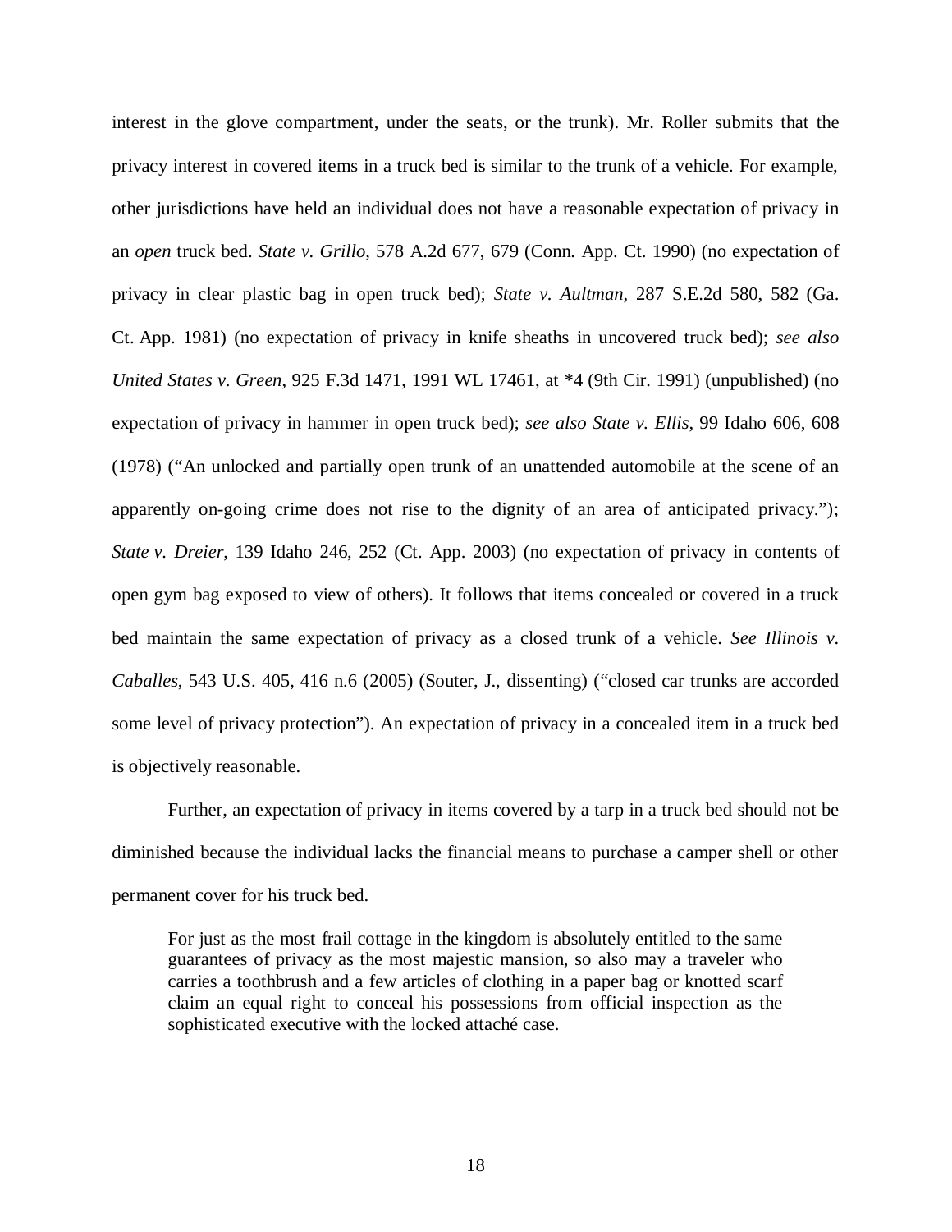interest in the glove compartment, under the seats, or the trunk). Mr. Roller submits that the privacy interest in covered items in a truck bed is similar to the trunk of a vehicle. For example, other jurisdictions have held an individual does not have a reasonable expectation of privacy in an *open* truck bed. *State v. Grillo*, 578 A.2d 677, 679 (Conn. App. Ct. 1990) (no expectation of privacy in clear plastic bag in open truck bed); *State v. Aultman*, 287 S.E.2d 580, 582 (Ga. Ct. App. 1981) (no expectation of privacy in knife sheaths in uncovered truck bed); *see also United States v. Green*, 925 F.3d 1471, 1991 WL 17461, at *4 (9th Cir. 1991) (unpublished) (no expectation of privacy in hammer in open truck bed); *see also State v. Ellis*, 99 Idaho 606, 608 (1978) ("An unlocked and partially open trunk of an unattended automobile at the scene of an apparently on-going crime does not rise to the dignity of an area of anticipated privacy."); *State v. Dreier*, 139 Idaho 246, 252 (Ct. App. 2003) (no expectation of privacy in contents of open gym bag exposed to view of others). It follows that items concealed or covered in a truck bed maintain the same expectation of privacy as a closed trunk of a vehicle. *See Illinois v. Caballes*, 543 U.S. 405, 416 n.6 (2005) (Souter, J., dissenting) ("closed car trunks are accorded some level of privacy protection"). An expectation of privacy in a concealed item in a truck bed is objectively reasonable.

Further, an expectation of privacy in items covered by a tarp in a truck bed should not be diminished because the individual lacks the financial means to purchase a camper shell or other permanent cover for his truck bed.

> For just as the most frail cottage in the kingdom is absolutely entitled to the same guarantees of privacy as the most majestic mansion, so also may a traveler who carries a toothbrush and a few articles of clothing in a paper bag or knotted scarf claim an equal right to conceal his possessions from official inspection as the sophisticated executive with the locked attaché case.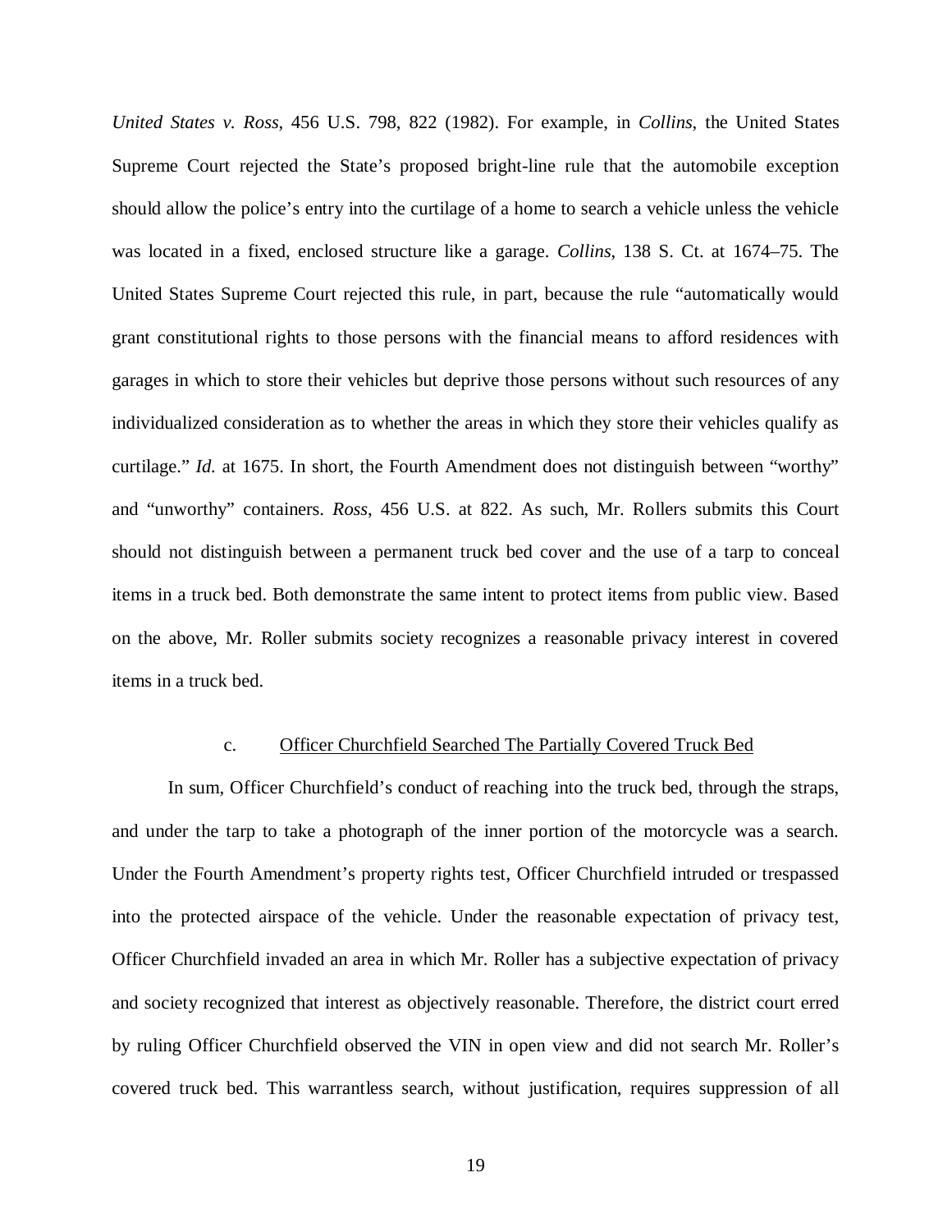*United States v. Ross*, 456 U.S. 798, 822 (1982). For example, in *Collins*, the United States Supreme Court rejected the State's proposed bright-line rule that the automobile exception should allow the police's entry into the curtilage of a home to search a vehicle unless the vehicle was located in a fixed, enclosed structure like a garage. *Collins*, 138 S. Ct. at 1674–75. The United States Supreme Court rejected this rule, in part, because the rule "automatically would grant constitutional rights to those persons with the financial means to afford residences with garages in which to store their vehicles but deprive those persons without such resources of any individualized consideration as to whether the areas in which they store their vehicles qualify as curtilage." *Id.* at 1675. In short, the Fourth Amendment does not distinguish between "worthy" and "unworthy" containers. *Ross*, 456 U.S. at 822. As such, Mr. Rollers submits this Court should not distinguish between a permanent truck bed cover and the use of a tarp to conceal items in a truck bed. Both demonstrate the same intent to protect items from public view. Based on the above, Mr. Roller submits society recognizes a reasonable privacy interest in covered items in a truck bed.

c. <u>Officer Churchfield Searched The Partially Covered Truck Bed</u>

In sum, Officer Churchfield's conduct of reaching into the truck bed, through the straps, and under the tarp to take a photograph of the inner portion of the motorcycle was a search. Under the Fourth Amendment's property rights test, Officer Churchfield intruded or trespassed into the protected airspace of the vehicle. Under the reasonable expectation of privacy test, Officer Churchfield invaded an area in which Mr. Roller has a subjective expectation of privacy and society recognized that interest as objectively reasonable. Therefore, the district court erred by ruling Officer Churchfield observed the VIN in open view and did not search Mr. Roller's covered truck bed. This warrantless search, without justification, requires suppression of all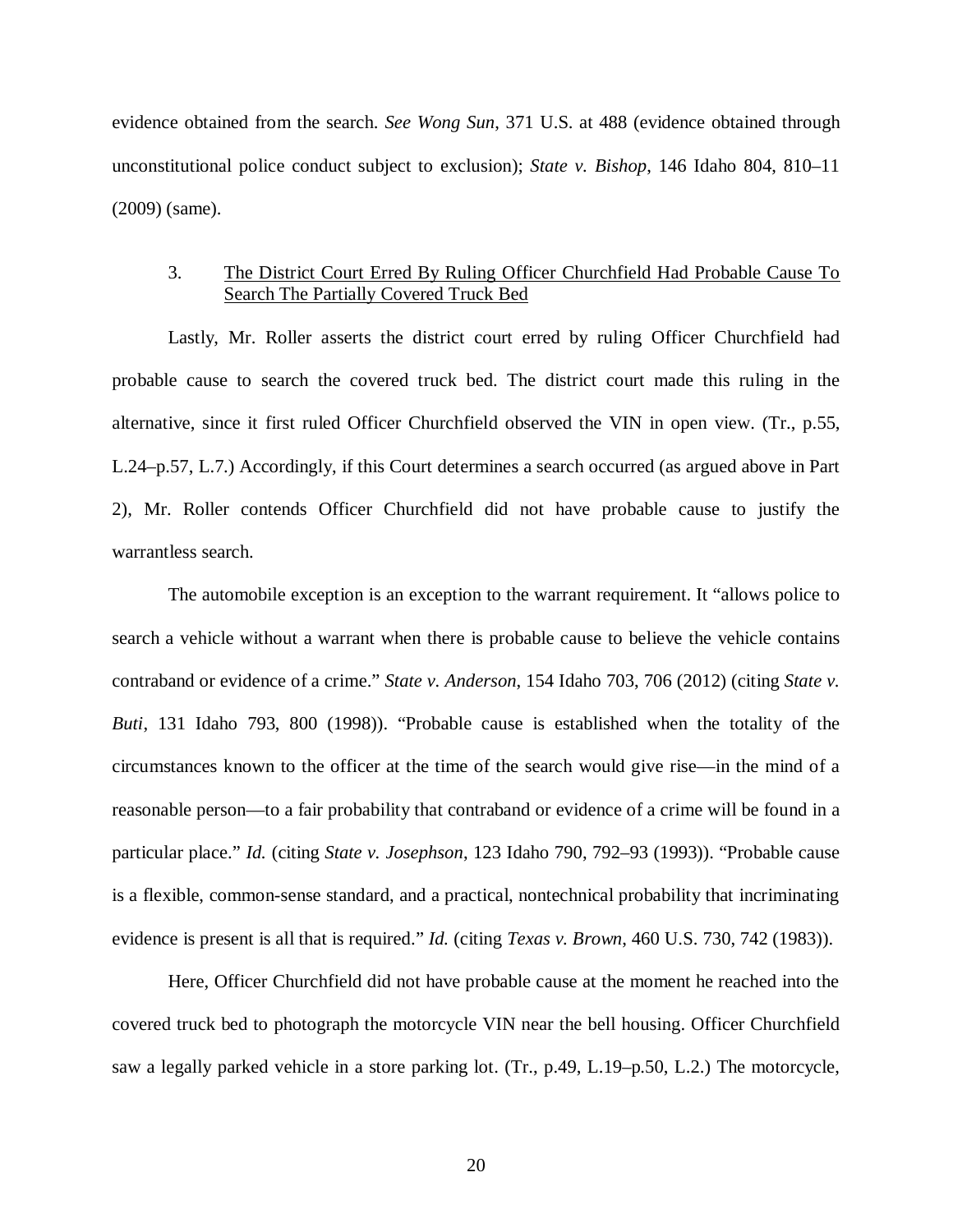evidence obtained from the search. *See Wong Sun*, 371 U.S. at 488 (evidence obtained through unconstitutional police conduct subject to exclusion); *State v. Bishop*, 146 Idaho 804, 810–11 (2009) (same).

3. <u>The District Court Erred By Ruling Officer Churchfield Had Probable Cause To Search The Partially Covered Truck Bed</u>

Lastly, Mr. Roller asserts the district court erred by ruling Officer Churchfield had probable cause to search the covered truck bed. The district court made this ruling in the alternative, since it first ruled Officer Churchfield observed the VIN in open view. (Tr., p.55, L.24–p.57, L.7.) Accordingly, if this Court determines a search occurred (as argued above in Part 2), Mr. Roller contends Officer Churchfield did not have probable cause to justify the warrantless search.

The automobile exception is an exception to the warrant requirement. It "allows police to search a vehicle without a warrant when there is probable cause to believe the vehicle contains contraband or evidence of a crime." *State v. Anderson*, 154 Idaho 703, 706 (2012) (citing *State v. Buti*, 131 Idaho 793, 800 (1998)). "Probable cause is established when the totality of the circumstances known to the officer at the time of the search would give rise—in the mind of a reasonable person—to a fair probability that contraband or evidence of a crime will be found in a particular place." *Id.* (citing *State v. Josephson*, 123 Idaho 790, 792–93 (1993)). "Probable cause is a flexible, common-sense standard, and a practical, nontechnical probability that incriminating evidence is present is all that is required." *Id.* (citing *Texas v. Brown*, 460 U.S. 730, 742 (1983)).

Here, Officer Churchfield did not have probable cause at the moment he reached into the covered truck bed to photograph the motorcycle VIN near the bell housing. Officer Churchfield saw a legally parked vehicle in a store parking lot. (Tr., p.49, L.19–p.50, L.2.) The motorcycle,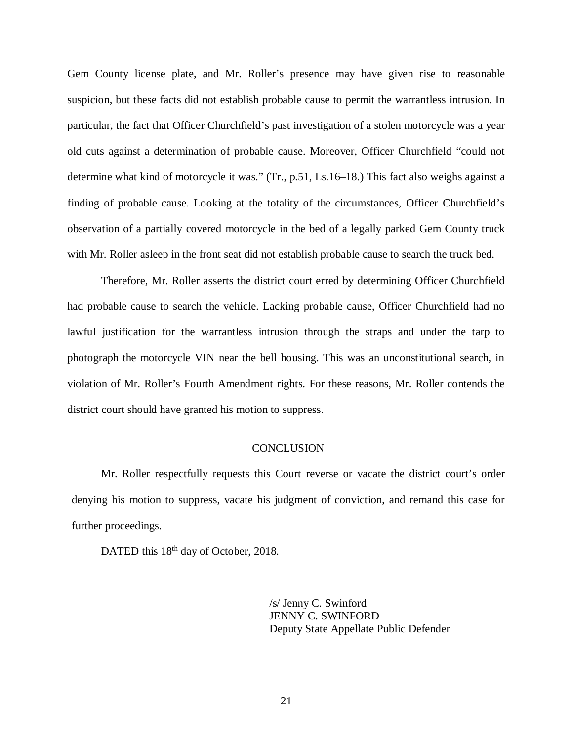Gem County license plate, and Mr. Roller's presence may have given rise to reasonable suspicion, but these facts did not establish probable cause to permit the warrantless intrusion. In particular, the fact that Officer Churchfield's past investigation of a stolen motorcycle was a year old cuts against a determination of probable cause. Moreover, Officer Churchfield "could not determine what kind of motorcycle it was." (Tr., p.51, Ls.16–18.) This fact also weighs against a finding of probable cause. Looking at the totality of the circumstances, Officer Churchfield's observation of a partially covered motorcycle in the bed of a legally parked Gem County truck with Mr. Roller asleep in the front seat did not establish probable cause to search the truck bed.

Therefore, Mr. Roller asserts the district court erred by determining Officer Churchfield had probable cause to search the vehicle. Lacking probable cause, Officer Churchfield had no lawful justification for the warrantless intrusion through the straps and under the tarp to photograph the motorcycle VIN near the bell housing. This was an unconstitutional search, in violation of Mr. Roller's Fourth Amendment rights. For these reasons, Mr. Roller contends the district court should have granted his motion to suppress.

## CONCLUSION

Mr. Roller respectfully requests this Court reverse or vacate the district court's order denying his motion to suppress, vacate his judgment of conviction, and remand this case for further proceedings.

DATED this 18th day of October, 2018.

/s/ Jenny C. Swinford
JENNY C. SWINFORD
Deputy State Appellate Public Defender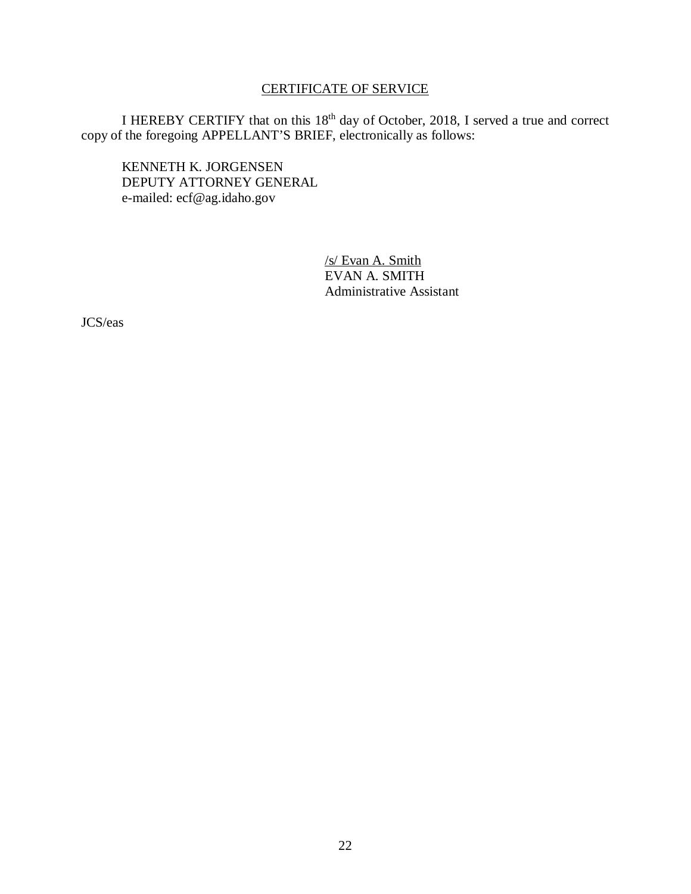## CERTIFICATE OF SERVICE

I HEREBY CERTIFY that on this 18th day of October, 2018, I served a true and correct copy of the foregoing APPELLANT'S BRIEF, electronically as follows:

KENNETH K. JORGENSEN
DEPUTY ATTORNEY GENERAL
e-mailed: ecf@ag.idaho.gov

/s/ Evan A. Smith
EVAN A. SMITH
Administrative Assistant

JCS/eas